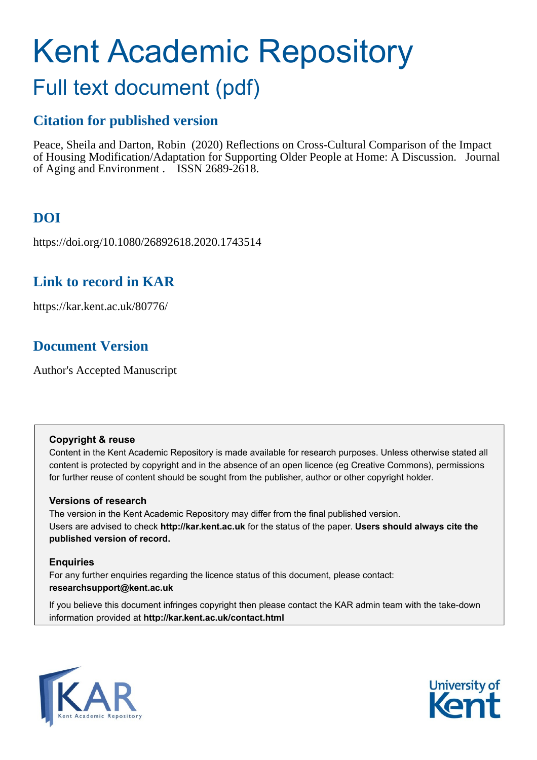# Kent Academic Repository

## Full text document (pdf)

## Citation for published version

Peace, Sheila and Darton, Robin (2020) Reflections on Cross-Cultural Comparison of the Impact of Housing Modification/Adaptation for Supporting Older People at Home: A Discussion. Journal of Aging and Environment . ISSN 2689-2618.

## DOI

https://doi.org/10.1080/26892618.2020.1743514

## Link to record in KAR

https://kar.kent.ac.uk/80776/

## Document Version

Author's Accepted Manuscript

**Copyright & reuse**

Content in the Kent Academic Repository is made available for research purposes. Unless otherwise stated all content is protected by copyright and in the absence of an open licence (eg Creative Commons), permissions for further reuse of content should be sought from the publisher, author or other copyright holder.

**Versions of research**

The version in the Kent Academic Repository may differ from the final published version. Users are advised to check **http://kar.kent.ac.uk** for the status of the paper. **Users should always cite the published version of record.**

**Enquiries**

For any further enquiries regarding the licence status of this document, please contact: **researchsupport@kent.ac.uk**

If you believe this document infringes copyright then please contact the KAR admin team with the take-down information provided at **http://kar.kent.ac.uk/contact.html**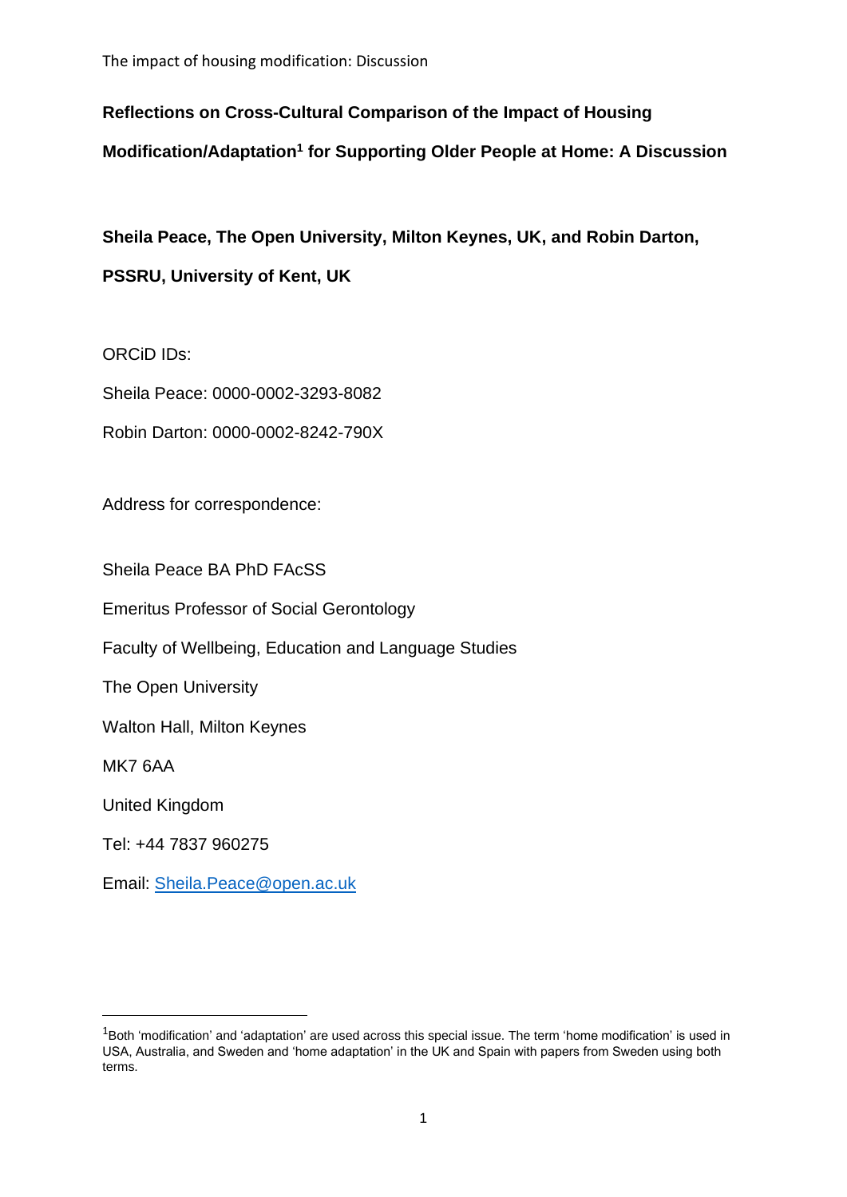**Reflections on Cross-Cultural Comparison of the Impact of Housing Modification/Adaptation[1] for Supporting Older People at Home: A Discussion**

**Sheila Peace, The Open University, Milton Keynes, UK, and Robin Darton, PSSRU, University of Kent, UK**

ORCiD IDs:

Sheila Peace: 0000-0002-3293-8082

Robin Darton: 0000-0002-8242-790X

Address for correspondence:

Sheila Peace BA PhD FAcSS

Emeritus Professor of Social Gerontology

Faculty of Wellbeing, Education and Language Studies

The Open University

Walton Hall, Milton Keynes

MK7 6AA

United Kingdom

Tel: +44 7837 960275

Email: Sheila.Peace@open.ac.uk

[1] Both 'modification' and 'adaptation' are used across this special issue. The term 'home modification' is used in USA, Australia, and Sweden and 'home adaptation' in the UK and Spain with papers from Sweden using both terms.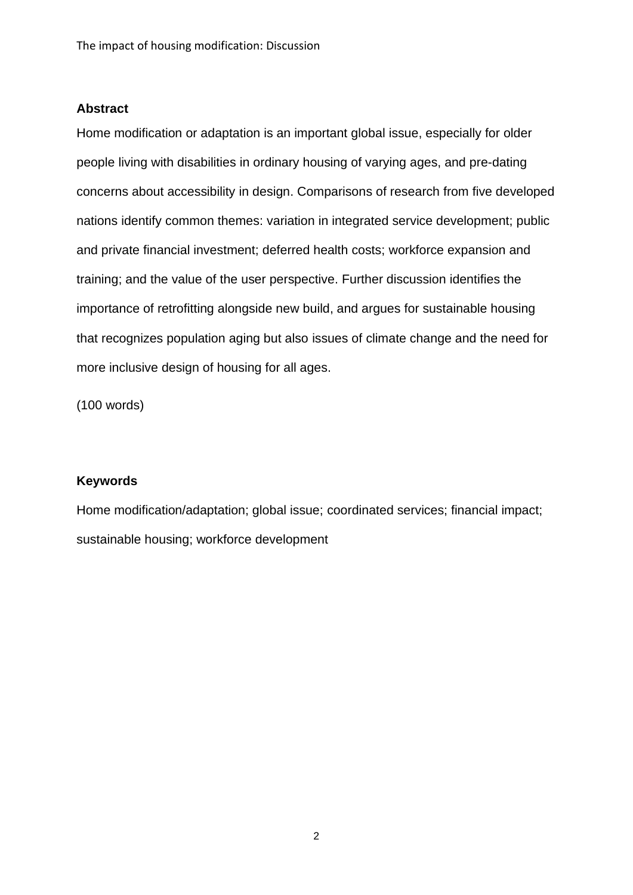## Abstract

Home modification or adaptation is an important global issue, especially for older people living with disabilities in ordinary housing of varying ages, and pre-dating concerns about accessibility in design. Comparisons of research from five developed nations identify common themes: variation in integrated service development; public and private financial investment; deferred health costs; workforce expansion and training; and the value of the user perspective. Further discussion identifies the importance of retrofitting alongside new build, and argues for sustainable housing that recognizes population aging but also issues of climate change and the need for more inclusive design of housing for all ages.

(100 words)

## Keywords

Home modification/adaptation; global issue; coordinated services; financial impact; sustainable housing; workforce development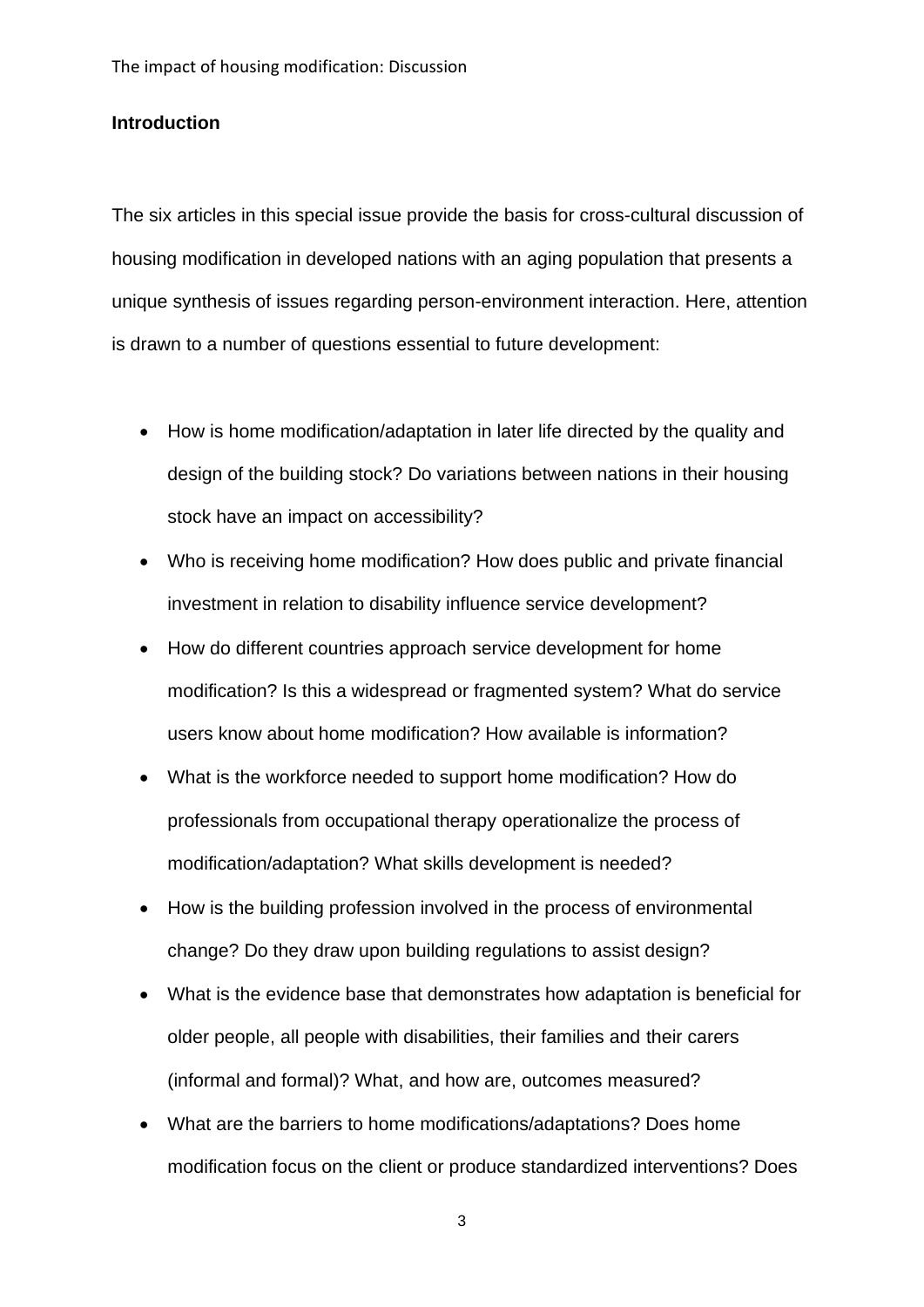**Introduction**

The six articles in this special issue provide the basis for cross-cultural discussion of housing modification in developed nations with an aging population that presents a unique synthesis of issues regarding person-environment interaction. Here, attention is drawn to a number of questions essential to future development:

- How is home modification/adaptation in later life directed by the quality and design of the building stock? Do variations between nations in their housing stock have an impact on accessibility?
- Who is receiving home modification? How does public and private financial investment in relation to disability influence service development?
- How do different countries approach service development for home modification? Is this a widespread or fragmented system? What do service users know about home modification? How available is information?
- What is the workforce needed to support home modification? How do professionals from occupational therapy operationalize the process of modification/adaptation? What skills development is needed?
- How is the building profession involved in the process of environmental change? Do they draw upon building regulations to assist design?
- What is the evidence base that demonstrates how adaptation is beneficial for older people, all people with disabilities, their families and their carers (informal and formal)? What, and how are, outcomes measured?
- What are the barriers to home modifications/adaptations? Does home modification focus on the client or produce standardized interventions? Does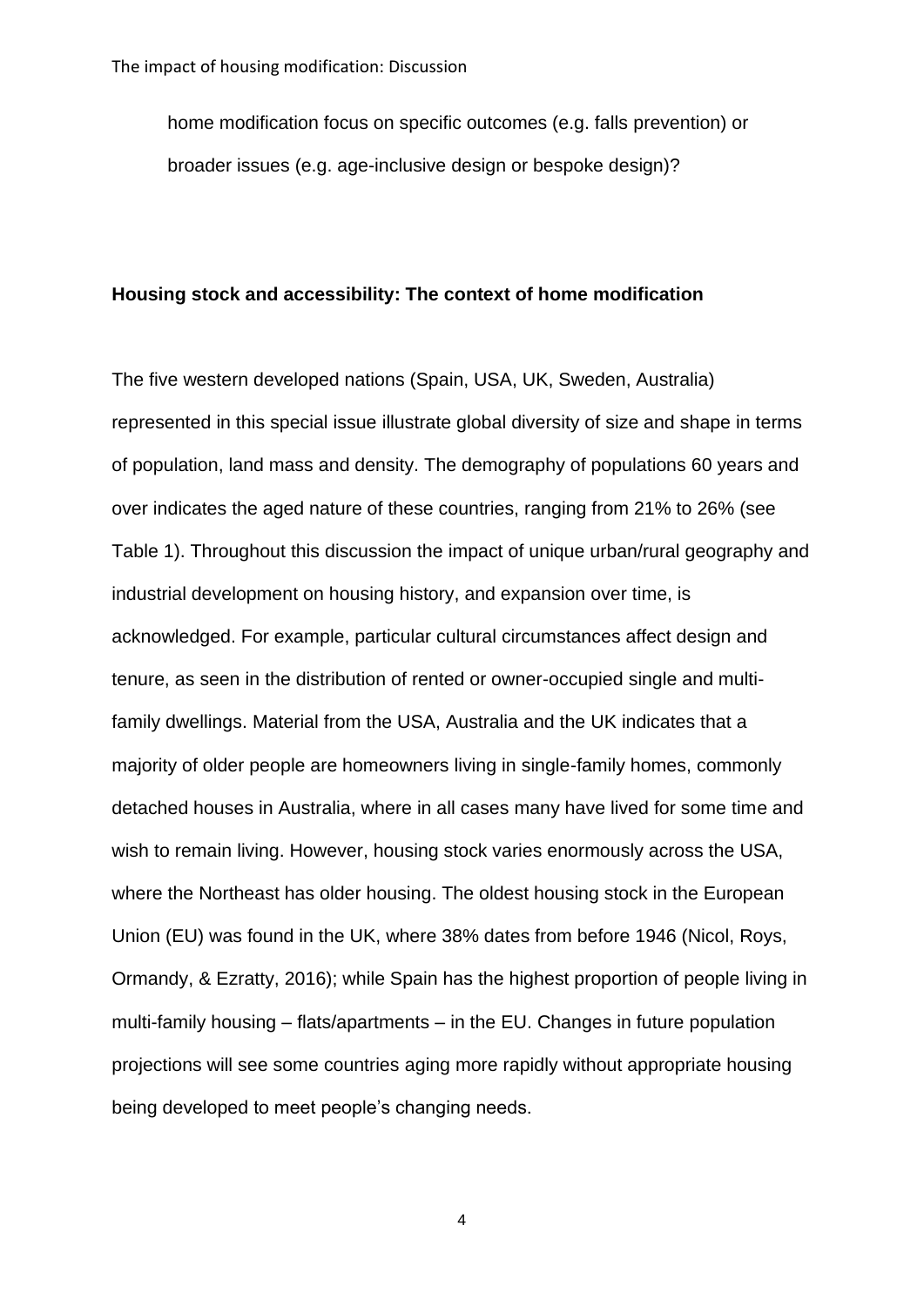home modification focus on specific outcomes (e.g. falls prevention) or broader issues (e.g. age-inclusive design or bespoke design)?

## Housing stock and accessibility: The context of home modification

The five western developed nations (Spain, USA, UK, Sweden, Australia) represented in this special issue illustrate global diversity of size and shape in terms of population, land mass and density. The demography of populations 60 years and over indicates the aged nature of these countries, ranging from 21% to 26% (see Table 1). Throughout this discussion the impact of unique urban/rural geography and industrial development on housing history, and expansion over time, is acknowledged. For example, particular cultural circumstances affect design and tenure, as seen in the distribution of rented or owner-occupied single and multi-family dwellings. Material from the USA, Australia and the UK indicates that a majority of older people are homeowners living in single-family homes, commonly detached houses in Australia, where in all cases many have lived for some time and wish to remain living. However, housing stock varies enormously across the USA, where the Northeast has older housing. The oldest housing stock in the European Union (EU) was found in the UK, where 38% dates from before 1946 (Nicol, Roys, Ormandy, & Ezratty, 2016); while Spain has the highest proportion of people living in multi-family housing – flats/apartments – in the EU. Changes in future population projections will see some countries aging more rapidly without appropriate housing being developed to meet people's changing needs.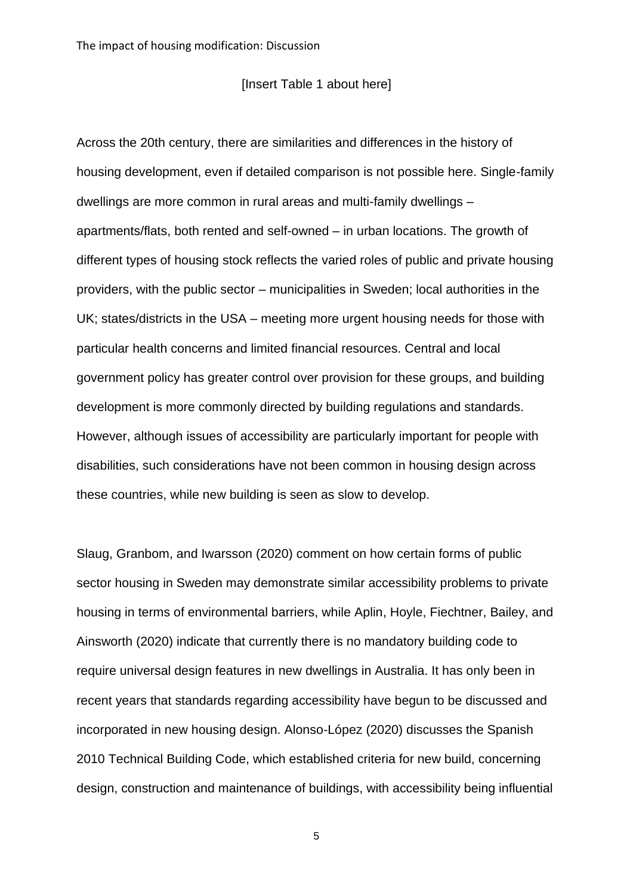[Insert Table 1 about here]

Across the 20th century, there are similarities and differences in the history of housing development, even if detailed comparison is not possible here. Single-family dwellings are more common in rural areas and multi-family dwellings – apartments/flats, both rented and self-owned – in urban locations. The growth of different types of housing stock reflects the varied roles of public and private housing providers, with the public sector – municipalities in Sweden; local authorities in the UK; states/districts in the USA – meeting more urgent housing needs for those with particular health concerns and limited financial resources. Central and local government policy has greater control over provision for these groups, and building development is more commonly directed by building regulations and standards. However, although issues of accessibility are particularly important for people with disabilities, such considerations have not been common in housing design across these countries, while new building is seen as slow to develop.

Slaug, Granbom, and Iwarsson (2020) comment on how certain forms of public sector housing in Sweden may demonstrate similar accessibility problems to private housing in terms of environmental barriers, while Aplin, Hoyle, Fiechtner, Bailey, and Ainsworth (2020) indicate that currently there is no mandatory building code to require universal design features in new dwellings in Australia. It has only been in recent years that standards regarding accessibility have begun to be discussed and incorporated in new housing design. Alonso-López (2020) discusses the Spanish 2010 Technical Building Code, which established criteria for new build, concerning design, construction and maintenance of buildings, with accessibility being influential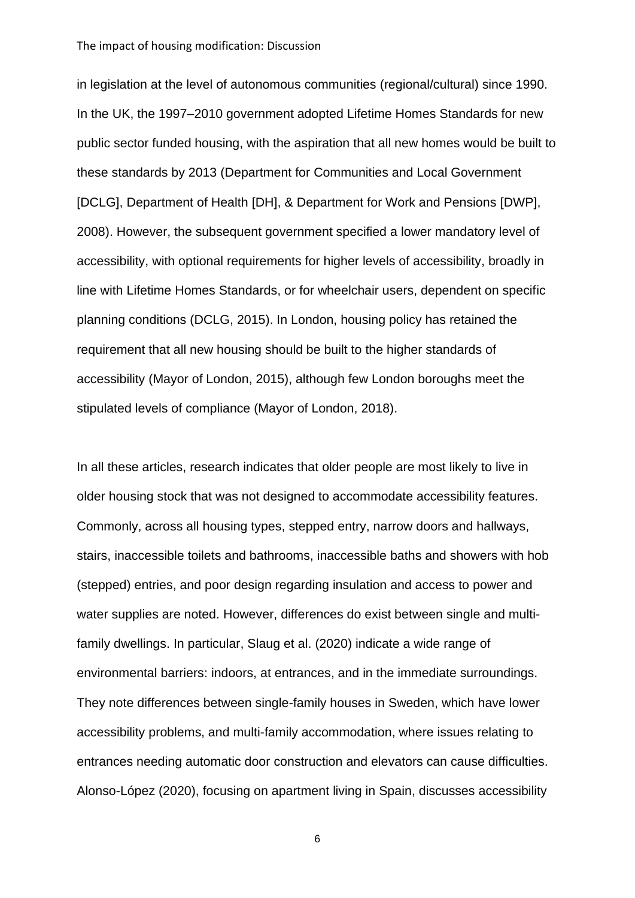in legislation at the level of autonomous communities (regional/cultural) since 1990. In the UK, the 1997–2010 government adopted Lifetime Homes Standards for new public sector funded housing, with the aspiration that all new homes would be built to these standards by 2013 (Department for Communities and Local Government [DCLG], Department of Health [DH], & Department for Work and Pensions [DWP], 2008). However, the subsequent government specified a lower mandatory level of accessibility, with optional requirements for higher levels of accessibility, broadly in line with Lifetime Homes Standards, or for wheelchair users, dependent on specific planning conditions (DCLG, 2015). In London, housing policy has retained the requirement that all new housing should be built to the higher standards of accessibility (Mayor of London, 2015), although few London boroughs meet the stipulated levels of compliance (Mayor of London, 2018).

In all these articles, research indicates that older people are most likely to live in older housing stock that was not designed to accommodate accessibility features. Commonly, across all housing types, stepped entry, narrow doors and hallways, stairs, inaccessible toilets and bathrooms, inaccessible baths and showers with hob (stepped) entries, and poor design regarding insulation and access to power and water supplies are noted. However, differences do exist between single and multi-family dwellings. In particular, Slaug et al. (2020) indicate a wide range of environmental barriers: indoors, at entrances, and in the immediate surroundings. They note differences between single-family houses in Sweden, which have lower accessibility problems, and multi-family accommodation, where issues relating to entrances needing automatic door construction and elevators can cause difficulties. Alonso-López (2020), focusing on apartment living in Spain, discusses accessibility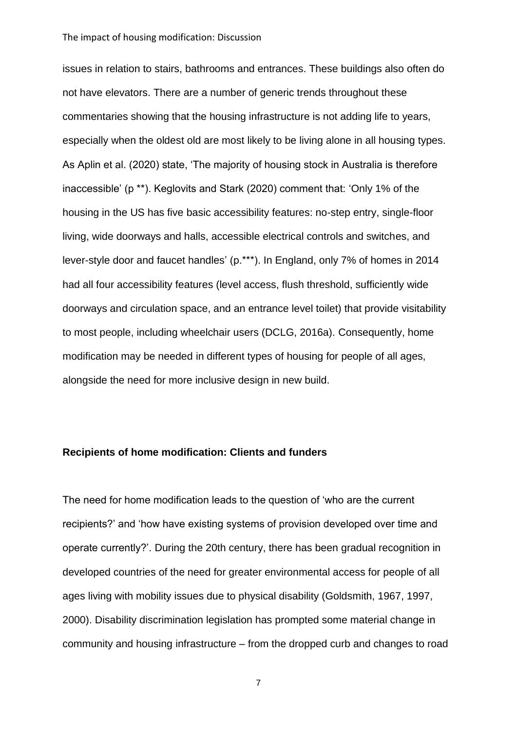issues in relation to stairs, bathrooms and entrances. These buildings also often do not have elevators. There are a number of generic trends throughout these commentaries showing that the housing infrastructure is not adding life to years, especially when the oldest old are most likely to be living alone in all housing types. As Aplin et al. (2020) state, 'The majority of housing stock in Australia is therefore inaccessible' (p **). Keglovits and Stark (2020) comment that: 'Only 1% of the housing in the US has five basic accessibility features: no-step entry, single-floor living, wide doorways and halls, accessible electrical controls and switches, and lever-style door and faucet handles' (p.***). In England, only 7% of homes in 2014 had all four accessibility features (level access, flush threshold, sufficiently wide doorways and circulation space, and an entrance level toilet) that provide visitability to most people, including wheelchair users (DCLG, 2016a). Consequently, home modification may be needed in different types of housing for people of all ages, alongside the need for more inclusive design in new build.

## Recipients of home modification: Clients and funders

The need for home modification leads to the question of 'who are the current recipients?' and 'how have existing systems of provision developed over time and operate currently?'. During the 20th century, there has been gradual recognition in developed countries of the need for greater environmental access for people of all ages living with mobility issues due to physical disability (Goldsmith, 1967, 1997, 2000). Disability discrimination legislation has prompted some material change in community and housing infrastructure – from the dropped curb and changes to road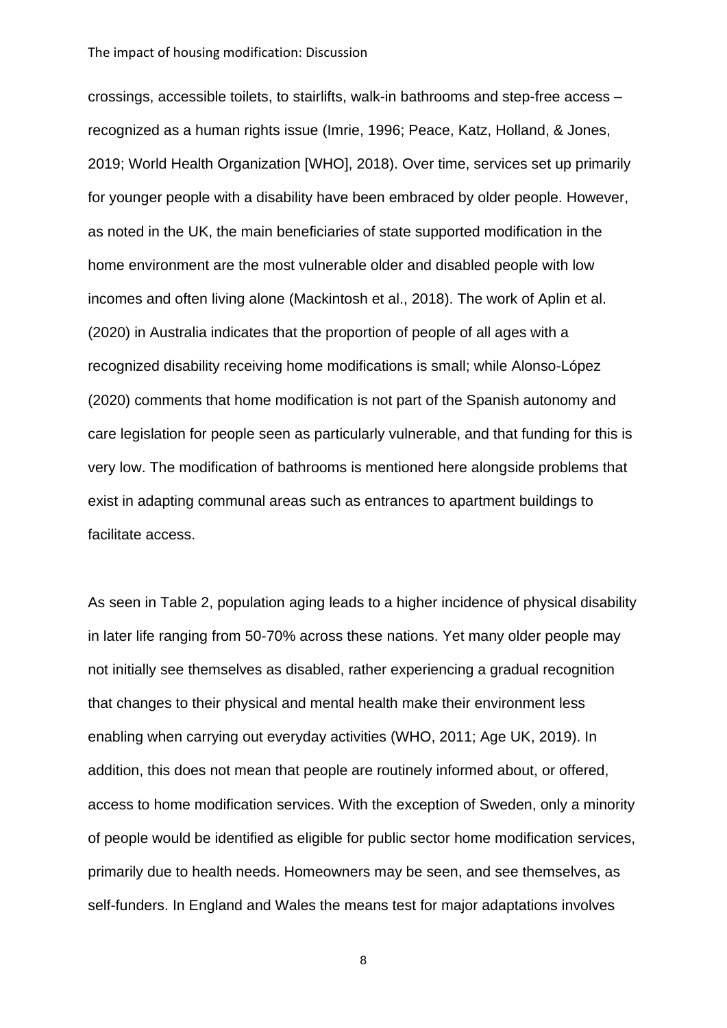crossings, accessible toilets, to stairlifts, walk-in bathrooms and step-free access – recognized as a human rights issue (Imrie, 1996; Peace, Katz, Holland, & Jones, 2019; World Health Organization [WHO], 2018). Over time, services set up primarily for younger people with a disability have been embraced by older people. However, as noted in the UK, the main beneficiaries of state supported modification in the home environment are the most vulnerable older and disabled people with low incomes and often living alone (Mackintosh et al., 2018). The work of Aplin et al. (2020) in Australia indicates that the proportion of people of all ages with a recognized disability receiving home modifications is small; while Alonso-López (2020) comments that home modification is not part of the Spanish autonomy and care legislation for people seen as particularly vulnerable, and that funding for this is very low. The modification of bathrooms is mentioned here alongside problems that exist in adapting communal areas such as entrances to apartment buildings to facilitate access.

As seen in Table 2, population aging leads to a higher incidence of physical disability in later life ranging from 50-70% across these nations. Yet many older people may not initially see themselves as disabled, rather experiencing a gradual recognition that changes to their physical and mental health make their environment less enabling when carrying out everyday activities (WHO, 2011; Age UK, 2019). In addition, this does not mean that people are routinely informed about, or offered, access to home modification services. With the exception of Sweden, only a minority of people would be identified as eligible for public sector home modification services, primarily due to health needs. Homeowners may be seen, and see themselves, as self-funders. In England and Wales the means test for major adaptations involves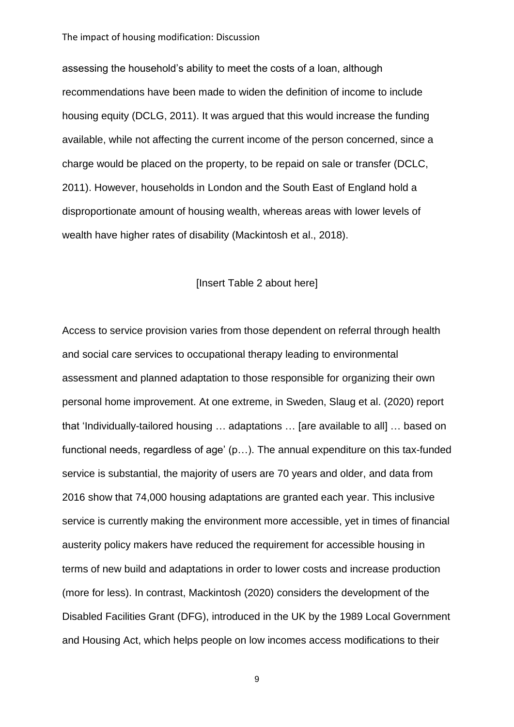assessing the household's ability to meet the costs of a loan, although recommendations have been made to widen the definition of income to include housing equity (DCLG, 2011). It was argued that this would increase the funding available, while not affecting the current income of the person concerned, since a charge would be placed on the property, to be repaid on sale or transfer (DCLC, 2011). However, households in London and the South East of England hold a disproportionate amount of housing wealth, whereas areas with lower levels of wealth have higher rates of disability (Mackintosh et al., 2018).

[Insert Table 2 about here]

Access to service provision varies from those dependent on referral through health and social care services to occupational therapy leading to environmental assessment and planned adaptation to those responsible for organizing their own personal home improvement. At one extreme, in Sweden, Slaug et al. (2020) report that 'Individually-tailored housing … adaptations … [are available to all] … based on functional needs, regardless of age' (p…). The annual expenditure on this tax-funded service is substantial, the majority of users are 70 years and older, and data from 2016 show that 74,000 housing adaptations are granted each year. This inclusive service is currently making the environment more accessible, yet in times of financial austerity policy makers have reduced the requirement for accessible housing in terms of new build and adaptations in order to lower costs and increase production (more for less). In contrast, Mackintosh (2020) considers the development of the Disabled Facilities Grant (DFG), introduced in the UK by the 1989 Local Government and Housing Act, which helps people on low incomes access modifications to their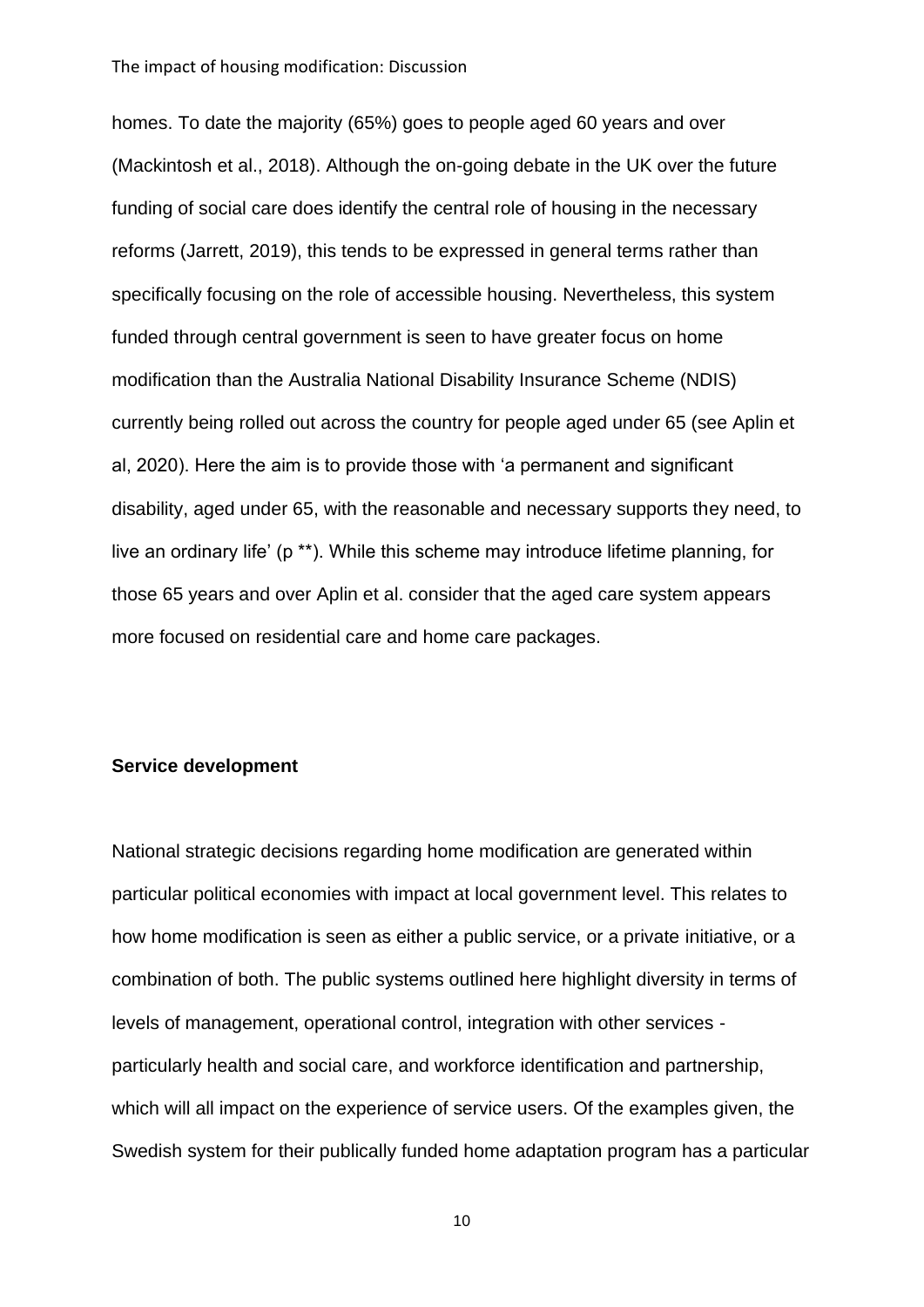homes. To date the majority (65%) goes to people aged 60 years and over (Mackintosh et al., 2018). Although the on-going debate in the UK over the future funding of social care does identify the central role of housing in the necessary reforms (Jarrett, 2019), this tends to be expressed in general terms rather than specifically focusing on the role of accessible housing. Nevertheless, this system funded through central government is seen to have greater focus on home modification than the Australia National Disability Insurance Scheme (NDIS) currently being rolled out across the country for people aged under 65 (see Aplin et al, 2020). Here the aim is to provide those with 'a permanent and significant disability, aged under 65, with the reasonable and necessary supports they need, to live an ordinary life' (p **). While this scheme may introduce lifetime planning, for those 65 years and over Aplin et al. consider that the aged care system appears more focused on residential care and home care packages.

**Service development**

National strategic decisions regarding home modification are generated within particular political economies with impact at local government level. This relates to how home modification is seen as either a public service, or a private initiative, or a combination of both. The public systems outlined here highlight diversity in terms of levels of management, operational control, integration with other services - particularly health and social care, and workforce identification and partnership, which will all impact on the experience of service users. Of the examples given, the Swedish system for their publically funded home adaptation program has a particular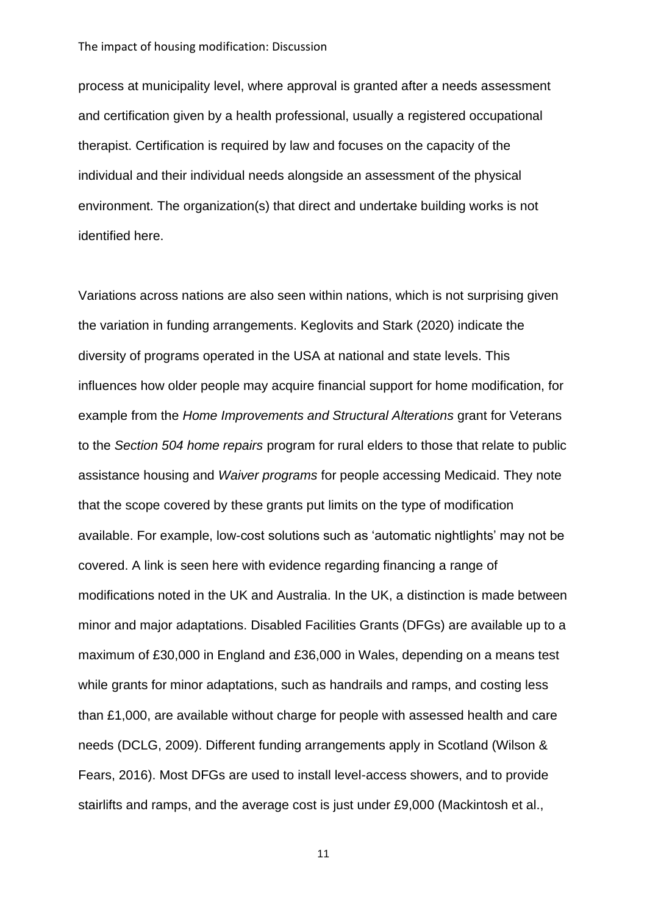process at municipality level, where approval is granted after a needs assessment and certification given by a health professional, usually a registered occupational therapist. Certification is required by law and focuses on the capacity of the individual and their individual needs alongside an assessment of the physical environment. The organization(s) that direct and undertake building works is not identified here.

Variations across nations are also seen within nations, which is not surprising given the variation in funding arrangements. Keglovits and Stark (2020) indicate the diversity of programs operated in the USA at national and state levels. This influences how older people may acquire financial support for home modification, for example from the *Home Improvements and Structural Alterations* grant for Veterans to the *Section 504 home repairs* program for rural elders to those that relate to public assistance housing and *Waiver programs* for people accessing Medicaid. They note that the scope covered by these grants put limits on the type of modification available. For example, low-cost solutions such as 'automatic nightlights' may not be covered. A link is seen here with evidence regarding financing a range of modifications noted in the UK and Australia. In the UK, a distinction is made between minor and major adaptations. Disabled Facilities Grants (DFGs) are available up to a maximum of £30,000 in England and £36,000 in Wales, depending on a means test while grants for minor adaptations, such as handrails and ramps, and costing less than £1,000, are available without charge for people with assessed health and care needs (DCLG, 2009). Different funding arrangements apply in Scotland (Wilson & Fears, 2016). Most DFGs are used to install level-access showers, and to provide stairlifts and ramps, and the average cost is just under £9,000 (Mackintosh et al.,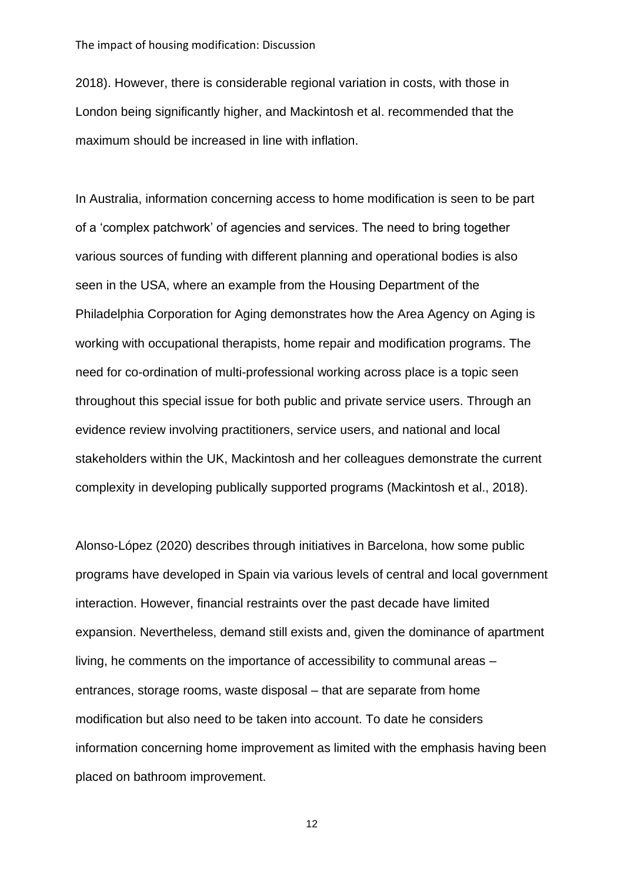2018). However, there is considerable regional variation in costs, with those in London being significantly higher, and Mackintosh et al. recommended that the maximum should be increased in line with inflation.

In Australia, information concerning access to home modification is seen to be part of a 'complex patchwork' of agencies and services. The need to bring together various sources of funding with different planning and operational bodies is also seen in the USA, where an example from the Housing Department of the Philadelphia Corporation for Aging demonstrates how the Area Agency on Aging is working with occupational therapists, home repair and modification programs. The need for co-ordination of multi-professional working across place is a topic seen throughout this special issue for both public and private service users. Through an evidence review involving practitioners, service users, and national and local stakeholders within the UK, Mackintosh and her colleagues demonstrate the current complexity in developing publically supported programs (Mackintosh et al., 2018).

Alonso-López (2020) describes through initiatives in Barcelona, how some public programs have developed in Spain via various levels of central and local government interaction. However, financial restraints over the past decade have limited expansion. Nevertheless, demand still exists and, given the dominance of apartment living, he comments on the importance of accessibility to communal areas – entrances, storage rooms, waste disposal – that are separate from home modification but also need to be taken into account. To date he considers information concerning home improvement as limited with the emphasis having been placed on bathroom improvement.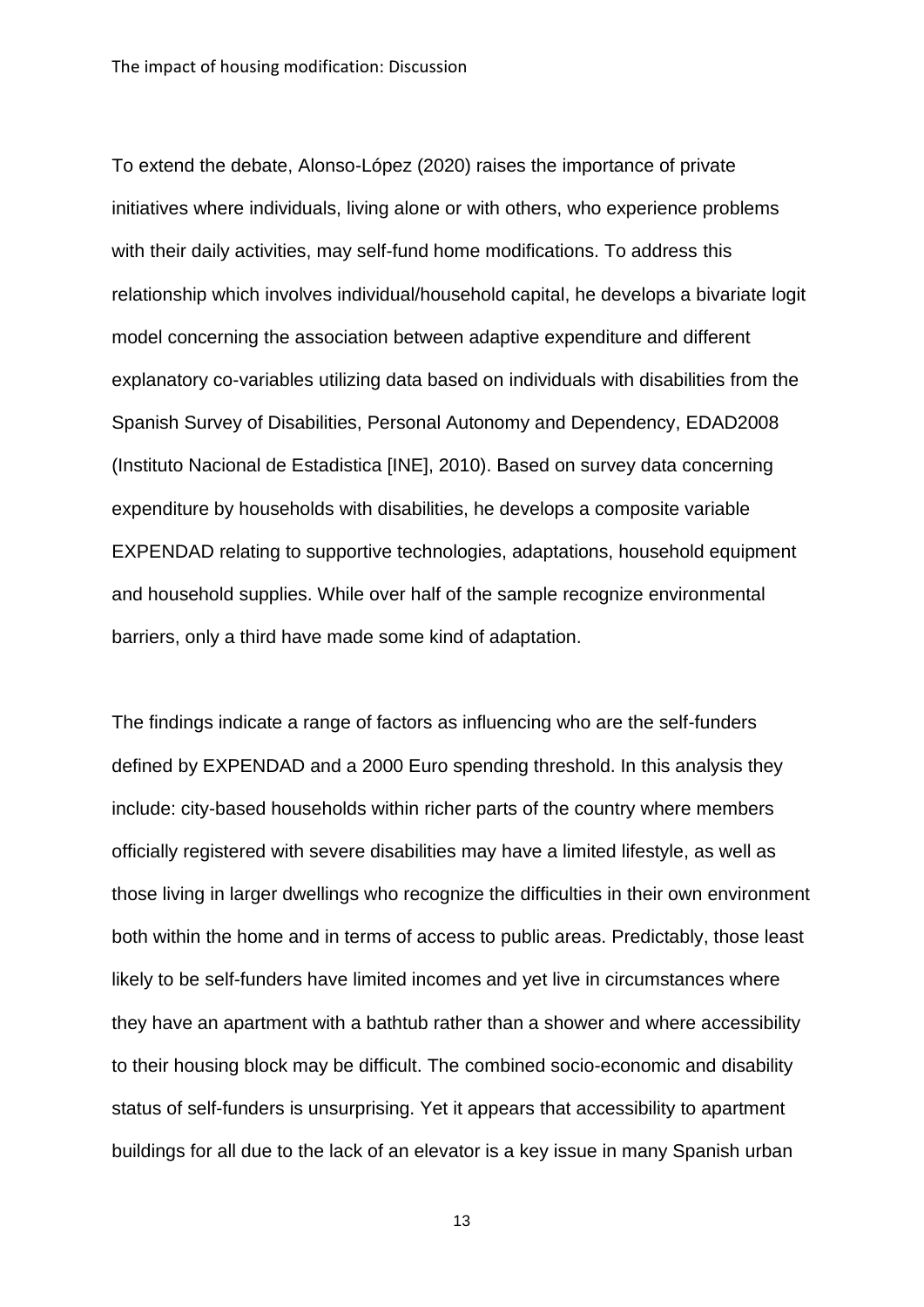To extend the debate, Alonso-López (2020) raises the importance of private initiatives where individuals, living alone or with others, who experience problems with their daily activities, may self-fund home modifications. To address this relationship which involves individual/household capital, he develops a bivariate logit model concerning the association between adaptive expenditure and different explanatory co-variables utilizing data based on individuals with disabilities from the Spanish Survey of Disabilities, Personal Autonomy and Dependency, EDAD2008 (Instituto Nacional de Estadistica [INE], 2010). Based on survey data concerning expenditure by households with disabilities, he develops a composite variable EXPENDAD relating to supportive technologies, adaptations, household equipment and household supplies. While over half of the sample recognize environmental barriers, only a third have made some kind of adaptation.

The findings indicate a range of factors as influencing who are the self-funders defined by EXPENDAD and a 2000 Euro spending threshold. In this analysis they include: city-based households within richer parts of the country where members officially registered with severe disabilities may have a limited lifestyle, as well as those living in larger dwellings who recognize the difficulties in their own environment both within the home and in terms of access to public areas. Predictably, those least likely to be self-funders have limited incomes and yet live in circumstances where they have an apartment with a bathtub rather than a shower and where accessibility to their housing block may be difficult. The combined socio-economic and disability status of self-funders is unsurprising. Yet it appears that accessibility to apartment buildings for all due to the lack of an elevator is a key issue in many Spanish urban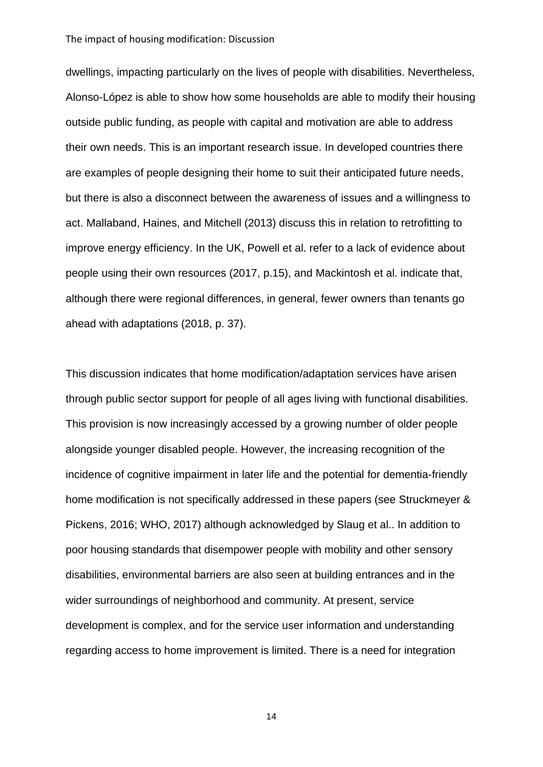dwellings, impacting particularly on the lives of people with disabilities. Nevertheless, Alonso-López is able to show how some households are able to modify their housing outside public funding, as people with capital and motivation are able to address their own needs. This is an important research issue. In developed countries there are examples of people designing their home to suit their anticipated future needs, but there is also a disconnect between the awareness of issues and a willingness to act. Mallaband, Haines, and Mitchell (2013) discuss this in relation to retrofitting to improve energy efficiency. In the UK, Powell et al. refer to a lack of evidence about people using their own resources (2017, p.15), and Mackintosh et al. indicate that, although there were regional differences, in general, fewer owners than tenants go ahead with adaptations (2018, p. 37).

This discussion indicates that home modification/adaptation services have arisen through public sector support for people of all ages living with functional disabilities. This provision is now increasingly accessed by a growing number of older people alongside younger disabled people. However, the increasing recognition of the incidence of cognitive impairment in later life and the potential for dementia-friendly home modification is not specifically addressed in these papers (see Struckmeyer & Pickens, 2016; WHO, 2017) although acknowledged by Slaug et al.. In addition to poor housing standards that disempower people with mobility and other sensory disabilities, environmental barriers are also seen at building entrances and in the wider surroundings of neighborhood and community. At present, service development is complex, and for the service user information and understanding regarding access to home improvement is limited. There is a need for integration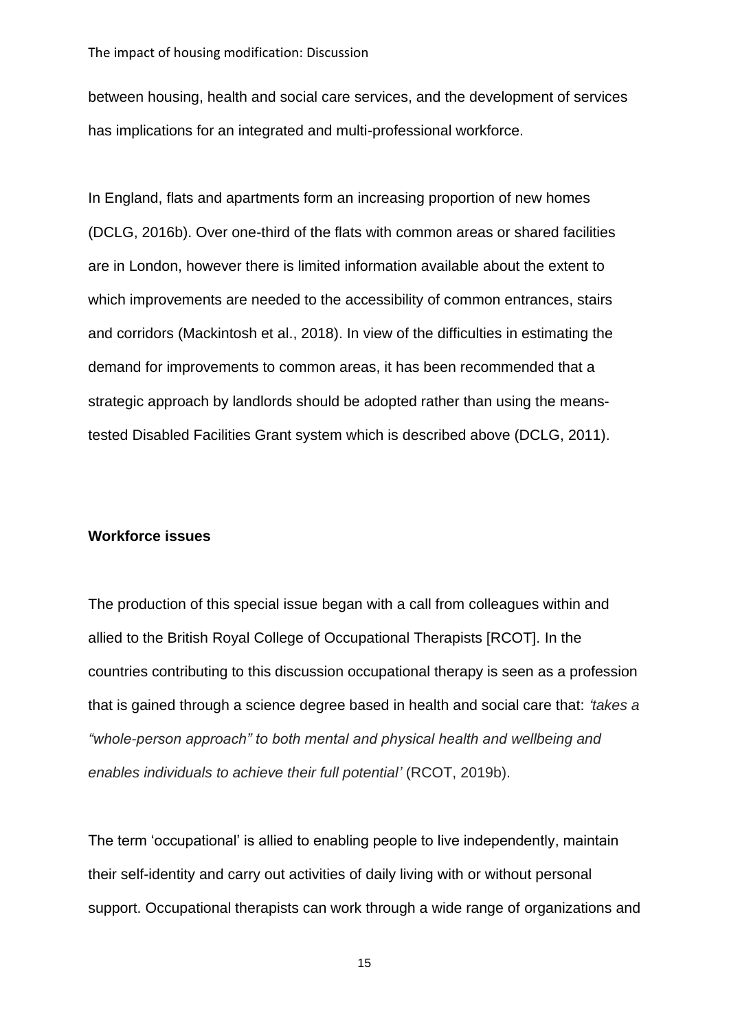between housing, health and social care services, and the development of services has implications for an integrated and multi-professional workforce.

In England, flats and apartments form an increasing proportion of new homes (DCLG, 2016b). Over one-third of the flats with common areas or shared facilities are in London, however there is limited information available about the extent to which improvements are needed to the accessibility of common entrances, stairs and corridors (Mackintosh et al., 2018). In view of the difficulties in estimating the demand for improvements to common areas, it has been recommended that a strategic approach by landlords should be adopted rather than using the means-tested Disabled Facilities Grant system which is described above (DCLG, 2011).

**Workforce issues**

The production of this special issue began with a call from colleagues within and allied to the British Royal College of Occupational Therapists [RCOT]. In the countries contributing to this discussion occupational therapy is seen as a profession that is gained through a science degree based in health and social care that: *'takes a "whole-person approach" to both mental and physical health and wellbeing and enables individuals to achieve their full potential'* (RCOT, 2019b).

The term 'occupational' is allied to enabling people to live independently, maintain their self-identity and carry out activities of daily living with or without personal support. Occupational therapists can work through a wide range of organizations and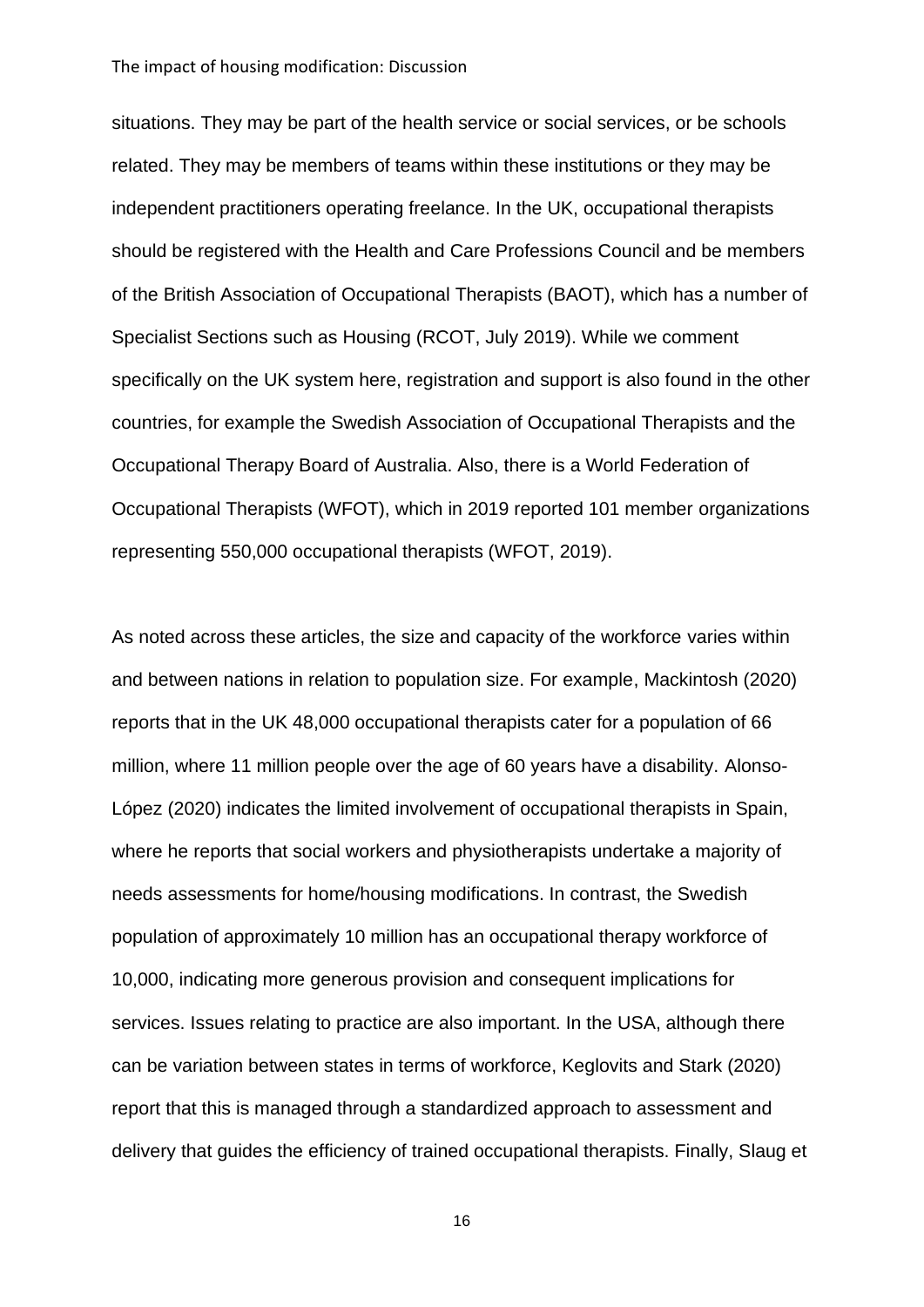situations. They may be part of the health service or social services, or be schools related. They may be members of teams within these institutions or they may be independent practitioners operating freelance. In the UK, occupational therapists should be registered with the Health and Care Professions Council and be members of the British Association of Occupational Therapists (BAOT), which has a number of Specialist Sections such as Housing (RCOT, July 2019). While we comment specifically on the UK system here, registration and support is also found in the other countries, for example the Swedish Association of Occupational Therapists and the Occupational Therapy Board of Australia. Also, there is a World Federation of Occupational Therapists (WFOT), which in 2019 reported 101 member organizations representing 550,000 occupational therapists (WFOT, 2019).

As noted across these articles, the size and capacity of the workforce varies within and between nations in relation to population size. For example, Mackintosh (2020) reports that in the UK 48,000 occupational therapists cater for a population of 66 million, where 11 million people over the age of 60 years have a disability. Alonso-López (2020) indicates the limited involvement of occupational therapists in Spain, where he reports that social workers and physiotherapists undertake a majority of needs assessments for home/housing modifications. In contrast, the Swedish population of approximately 10 million has an occupational therapy workforce of 10,000, indicating more generous provision and consequent implications for services. Issues relating to practice are also important. In the USA, although there can be variation between states in terms of workforce, Keglovits and Stark (2020) report that this is managed through a standardized approach to assessment and delivery that guides the efficiency of trained occupational therapists. Finally, Slaug et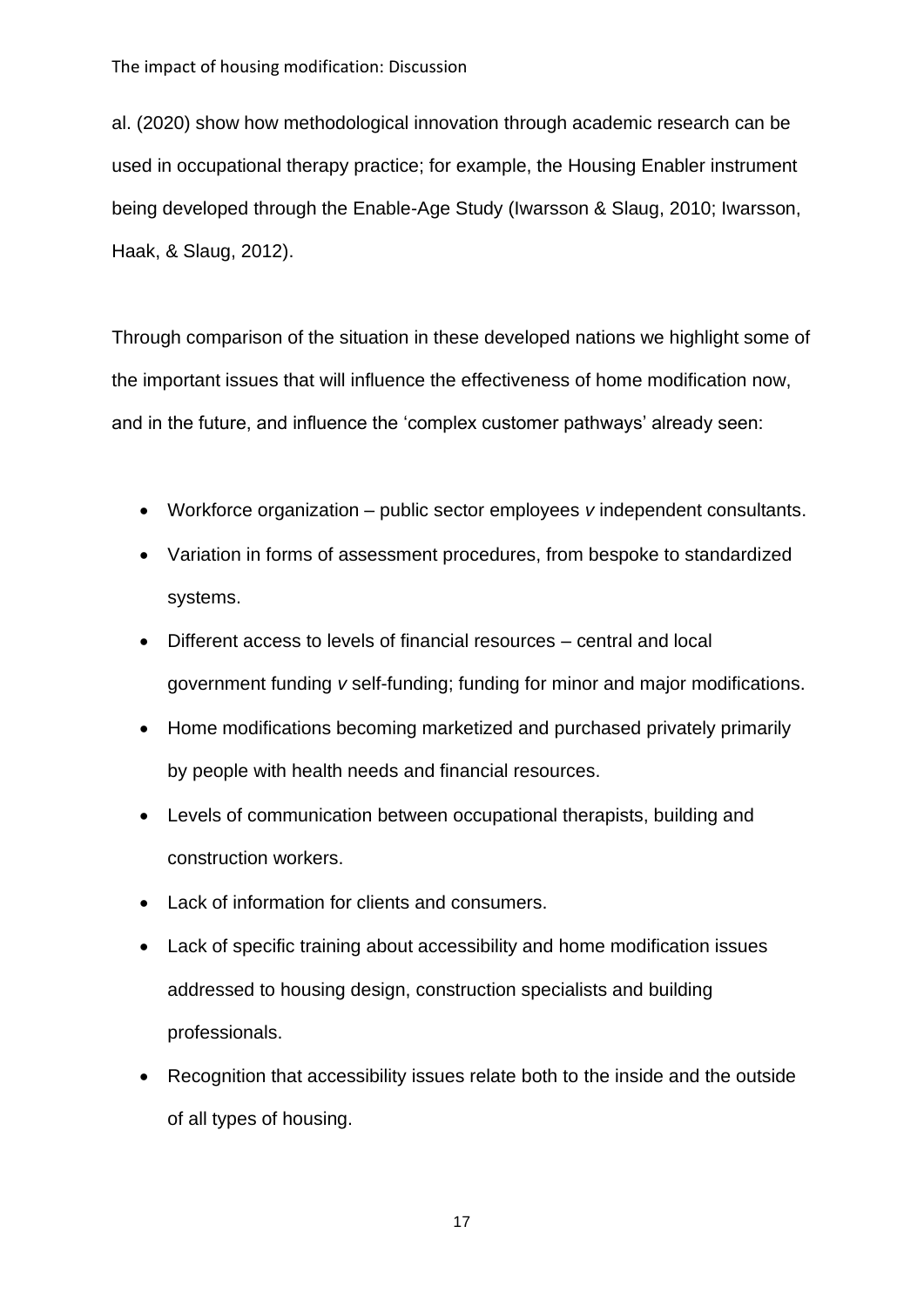al. (2020) show how methodological innovation through academic research can be used in occupational therapy practice; for example, the Housing Enabler instrument being developed through the Enable-Age Study (Iwarsson & Slaug, 2010; Iwarsson, Haak, & Slaug, 2012).

Through comparison of the situation in these developed nations we highlight some of the important issues that will influence the effectiveness of home modification now, and in the future, and influence the 'complex customer pathways' already seen:

- Workforce organization – public sector employees *v* independent consultants.
- Variation in forms of assessment procedures, from bespoke to standardized systems.
- Different access to levels of financial resources – central and local government funding *v* self-funding; funding for minor and major modifications.
- Home modifications becoming marketized and purchased privately primarily by people with health needs and financial resources.
- Levels of communication between occupational therapists, building and construction workers.
- Lack of information for clients and consumers.
- Lack of specific training about accessibility and home modification issues addressed to housing design, construction specialists and building professionals.
- Recognition that accessibility issues relate both to the inside and the outside of all types of housing.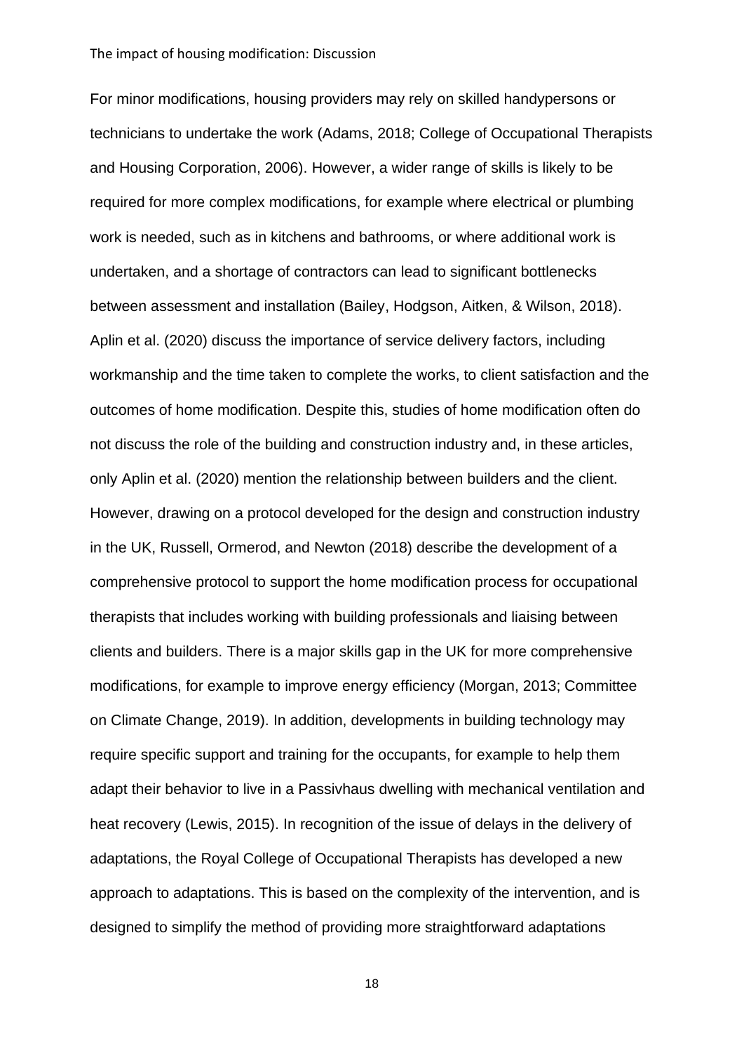For minor modifications, housing providers may rely on skilled handypersons or technicians to undertake the work (Adams, 2018; College of Occupational Therapists and Housing Corporation, 2006). However, a wider range of skills is likely to be required for more complex modifications, for example where electrical or plumbing work is needed, such as in kitchens and bathrooms, or where additional work is undertaken, and a shortage of contractors can lead to significant bottlenecks between assessment and installation (Bailey, Hodgson, Aitken, & Wilson, 2018). Aplin et al. (2020) discuss the importance of service delivery factors, including workmanship and the time taken to complete the works, to client satisfaction and the outcomes of home modification. Despite this, studies of home modification often do not discuss the role of the building and construction industry and, in these articles, only Aplin et al. (2020) mention the relationship between builders and the client. However, drawing on a protocol developed for the design and construction industry in the UK, Russell, Ormerod, and Newton (2018) describe the development of a comprehensive protocol to support the home modification process for occupational therapists that includes working with building professionals and liaising between clients and builders. There is a major skills gap in the UK for more comprehensive modifications, for example to improve energy efficiency (Morgan, 2013; Committee on Climate Change, 2019). In addition, developments in building technology may require specific support and training for the occupants, for example to help them adapt their behavior to live in a Passivhaus dwelling with mechanical ventilation and heat recovery (Lewis, 2015). In recognition of the issue of delays in the delivery of adaptations, the Royal College of Occupational Therapists has developed a new approach to adaptations. This is based on the complexity of the intervention, and is designed to simplify the method of providing more straightforward adaptations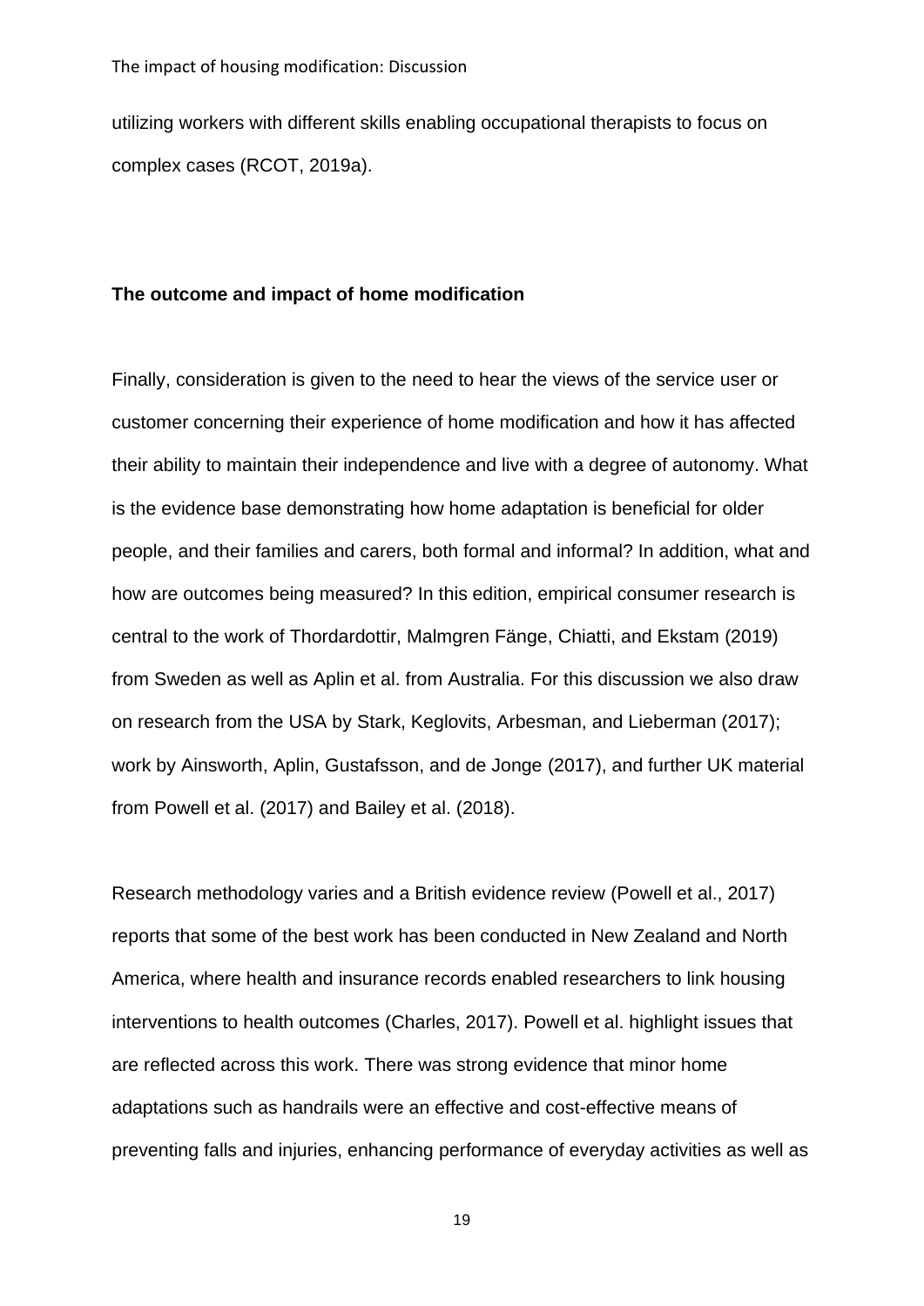utilizing workers with different skills enabling occupational therapists to focus on complex cases (RCOT, 2019a).

**The outcome and impact of home modification**

Finally, consideration is given to the need to hear the views of the service user or customer concerning their experience of home modification and how it has affected their ability to maintain their independence and live with a degree of autonomy. What is the evidence base demonstrating how home adaptation is beneficial for older people, and their families and carers, both formal and informal? In addition, what and how are outcomes being measured? In this edition, empirical consumer research is central to the work of Thordardottir, Malmgren Fänge, Chiatti, and Ekstam (2019) from Sweden as well as Aplin et al. from Australia. For this discussion we also draw on research from the USA by Stark, Keglovits, Arbesman, and Lieberman (2017); work by Ainsworth, Aplin, Gustafsson, and de Jonge (2017), and further UK material from Powell et al. (2017) and Bailey et al. (2018).

Research methodology varies and a British evidence review (Powell et al., 2017) reports that some of the best work has been conducted in New Zealand and North America, where health and insurance records enabled researchers to link housing interventions to health outcomes (Charles, 2017). Powell et al. highlight issues that are reflected across this work. There was strong evidence that minor home adaptations such as handrails were an effective and cost-effective means of preventing falls and injuries, enhancing performance of everyday activities as well as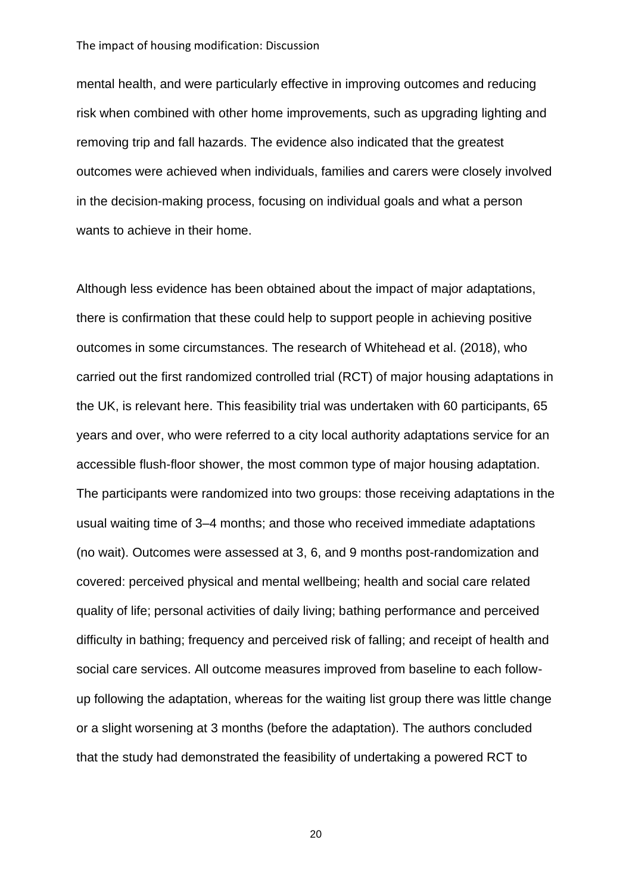mental health, and were particularly effective in improving outcomes and reducing risk when combined with other home improvements, such as upgrading lighting and removing trip and fall hazards. The evidence also indicated that the greatest outcomes were achieved when individuals, families and carers were closely involved in the decision-making process, focusing on individual goals and what a person wants to achieve in their home.

Although less evidence has been obtained about the impact of major adaptations, there is confirmation that these could help to support people in achieving positive outcomes in some circumstances. The research of Whitehead et al. (2018), who carried out the first randomized controlled trial (RCT) of major housing adaptations in the UK, is relevant here. This feasibility trial was undertaken with 60 participants, 65 years and over, who were referred to a city local authority adaptations service for an accessible flush-floor shower, the most common type of major housing adaptation. The participants were randomized into two groups: those receiving adaptations in the usual waiting time of 3–4 months; and those who received immediate adaptations (no wait). Outcomes were assessed at 3, 6, and 9 months post-randomization and covered: perceived physical and mental wellbeing; health and social care related quality of life; personal activities of daily living; bathing performance and perceived difficulty in bathing; frequency and perceived risk of falling; and receipt of health and social care services. All outcome measures improved from baseline to each follow-up following the adaptation, whereas for the waiting list group there was little change or a slight worsening at 3 months (before the adaptation). The authors concluded that the study had demonstrated the feasibility of undertaking a powered RCT to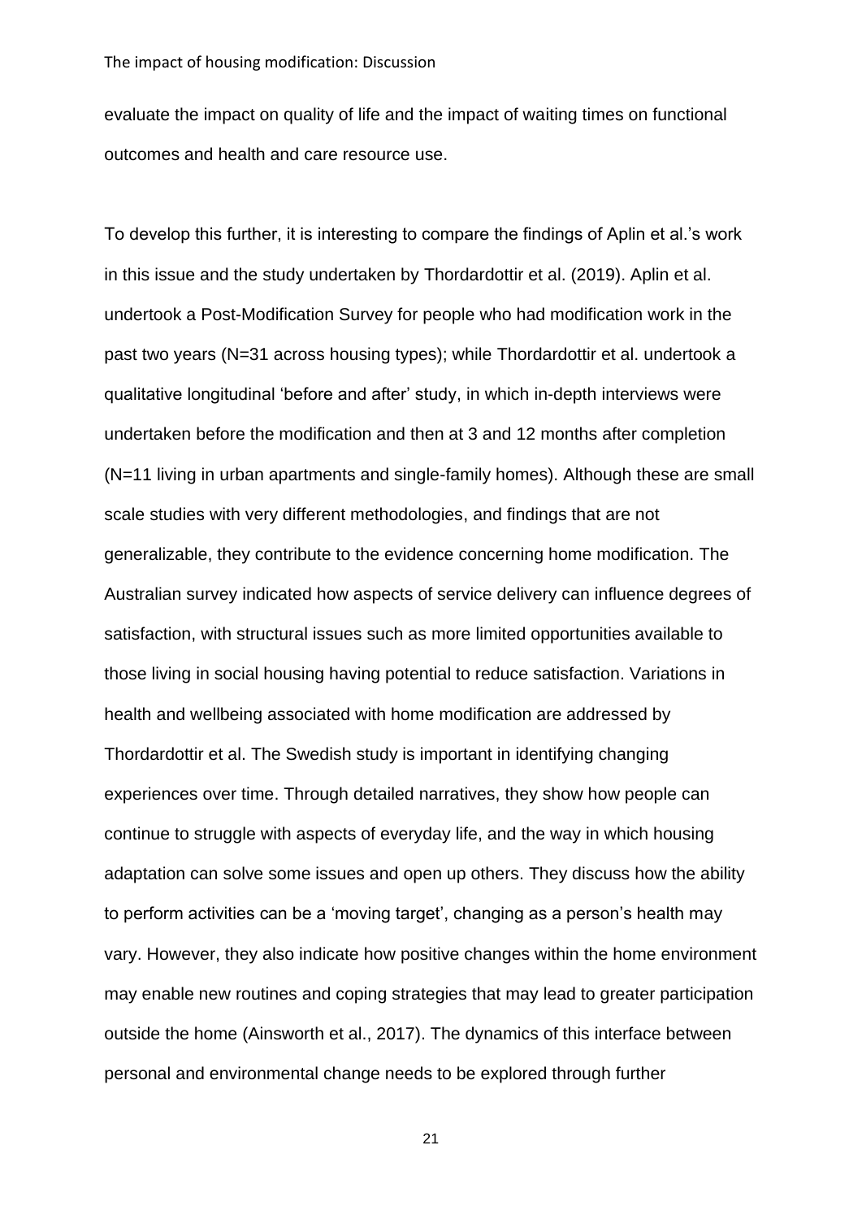evaluate the impact on quality of life and the impact of waiting times on functional outcomes and health and care resource use.

To develop this further, it is interesting to compare the findings of Aplin et al.'s work in this issue and the study undertaken by Thordardottir et al. (2019). Aplin et al. undertook a Post-Modification Survey for people who had modification work in the past two years (N=31 across housing types); while Thordardottir et al. undertook a qualitative longitudinal 'before and after' study, in which in-depth interviews were undertaken before the modification and then at 3 and 12 months after completion (N=11 living in urban apartments and single-family homes). Although these are small scale studies with very different methodologies, and findings that are not generalizable, they contribute to the evidence concerning home modification. The Australian survey indicated how aspects of service delivery can influence degrees of satisfaction, with structural issues such as more limited opportunities available to those living in social housing having potential to reduce satisfaction. Variations in health and wellbeing associated with home modification are addressed by Thordardottir et al. The Swedish study is important in identifying changing experiences over time. Through detailed narratives, they show how people can continue to struggle with aspects of everyday life, and the way in which housing adaptation can solve some issues and open up others. They discuss how the ability to perform activities can be a 'moving target', changing as a person's health may vary. However, they also indicate how positive changes within the home environment may enable new routines and coping strategies that may lead to greater participation outside the home (Ainsworth et al., 2017). The dynamics of this interface between personal and environmental change needs to be explored through further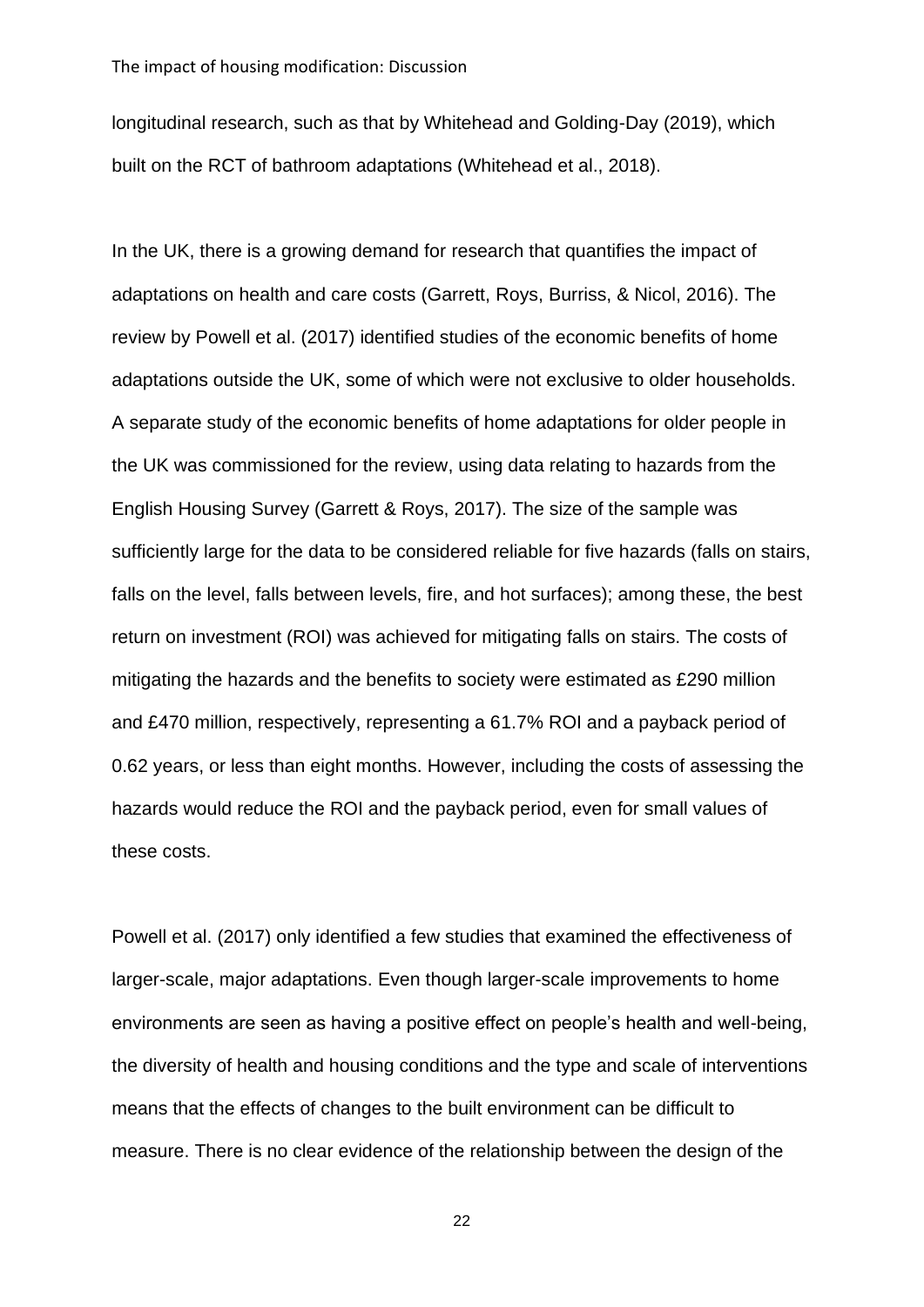longitudinal research, such as that by Whitehead and Golding-Day (2019), which built on the RCT of bathroom adaptations (Whitehead et al., 2018).

In the UK, there is a growing demand for research that quantifies the impact of adaptations on health and care costs (Garrett, Roys, Burriss, & Nicol, 2016). The review by Powell et al. (2017) identified studies of the economic benefits of home adaptations outside the UK, some of which were not exclusive to older households. A separate study of the economic benefits of home adaptations for older people in the UK was commissioned for the review, using data relating to hazards from the English Housing Survey (Garrett & Roys, 2017). The size of the sample was sufficiently large for the data to be considered reliable for five hazards (falls on stairs, falls on the level, falls between levels, fire, and hot surfaces); among these, the best return on investment (ROI) was achieved for mitigating falls on stairs. The costs of mitigating the hazards and the benefits to society were estimated as £290 million and £470 million, respectively, representing a 61.7% ROI and a payback period of 0.62 years, or less than eight months. However, including the costs of assessing the hazards would reduce the ROI and the payback period, even for small values of these costs.

Powell et al. (2017) only identified a few studies that examined the effectiveness of larger-scale, major adaptations. Even though larger-scale improvements to home environments are seen as having a positive effect on people's health and well-being, the diversity of health and housing conditions and the type and scale of interventions means that the effects of changes to the built environment can be difficult to measure. There is no clear evidence of the relationship between the design of the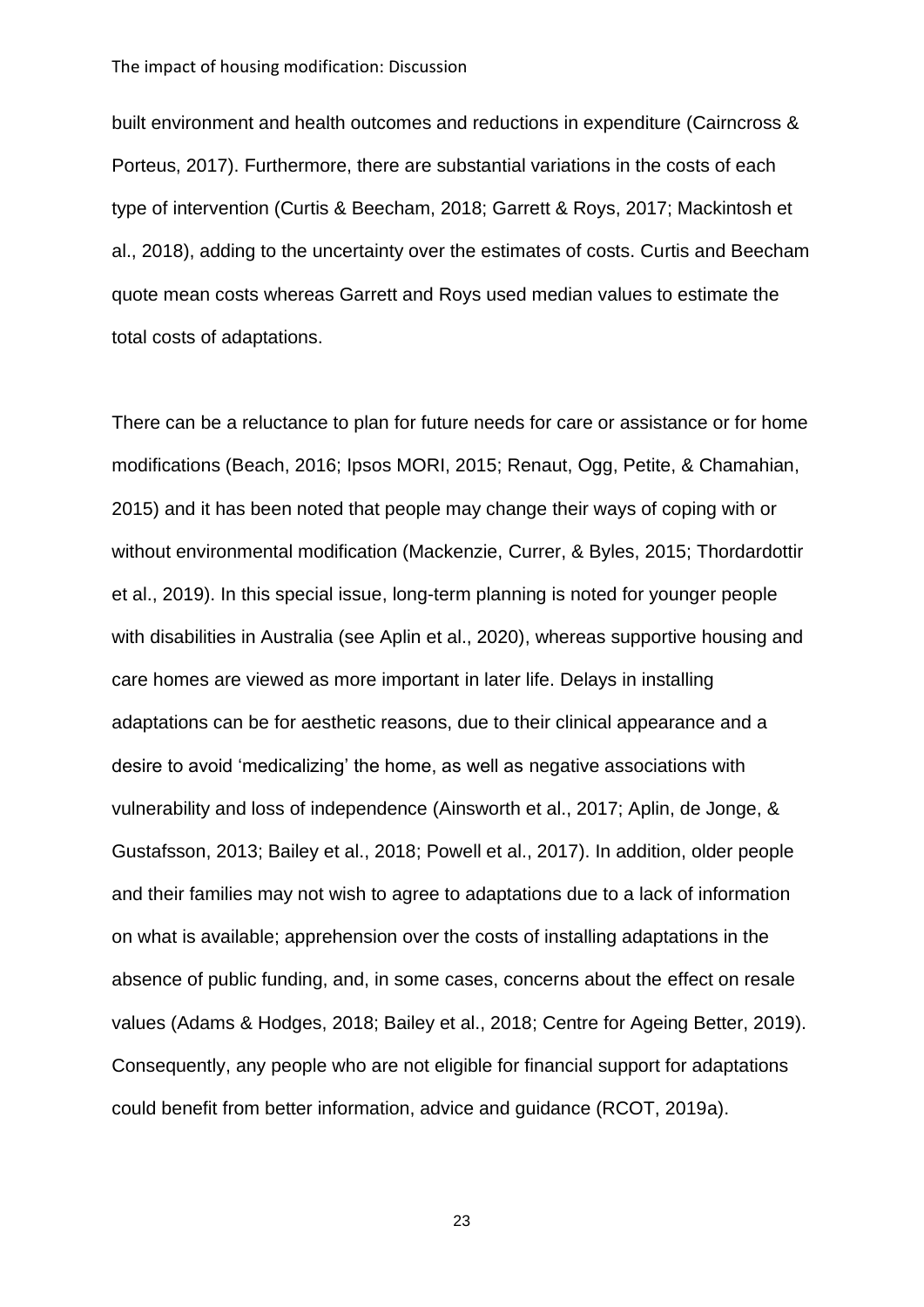built environment and health outcomes and reductions in expenditure (Cairncross & Porteus, 2017). Furthermore, there are substantial variations in the costs of each type of intervention (Curtis & Beecham, 2018; Garrett & Roys, 2017; Mackintosh et al., 2018), adding to the uncertainty over the estimates of costs. Curtis and Beecham quote mean costs whereas Garrett and Roys used median values to estimate the total costs of adaptations.

There can be a reluctance to plan for future needs for care or assistance or for home modifications (Beach, 2016; Ipsos MORI, 2015; Renaut, Ogg, Petite, & Chamahian, 2015) and it has been noted that people may change their ways of coping with or without environmental modification (Mackenzie, Currer, & Byles, 2015; Thordardottir et al., 2019). In this special issue, long-term planning is noted for younger people with disabilities in Australia (see Aplin et al., 2020), whereas supportive housing and care homes are viewed as more important in later life. Delays in installing adaptations can be for aesthetic reasons, due to their clinical appearance and a desire to avoid 'medicalizing' the home, as well as negative associations with vulnerability and loss of independence (Ainsworth et al., 2017; Aplin, de Jonge, & Gustafsson, 2013; Bailey et al., 2018; Powell et al., 2017). In addition, older people and their families may not wish to agree to adaptations due to a lack of information on what is available; apprehension over the costs of installing adaptations in the absence of public funding, and, in some cases, concerns about the effect on resale values (Adams & Hodges, 2018; Bailey et al., 2018; Centre for Ageing Better, 2019). Consequently, any people who are not eligible for financial support for adaptations could benefit from better information, advice and guidance (RCOT, 2019a).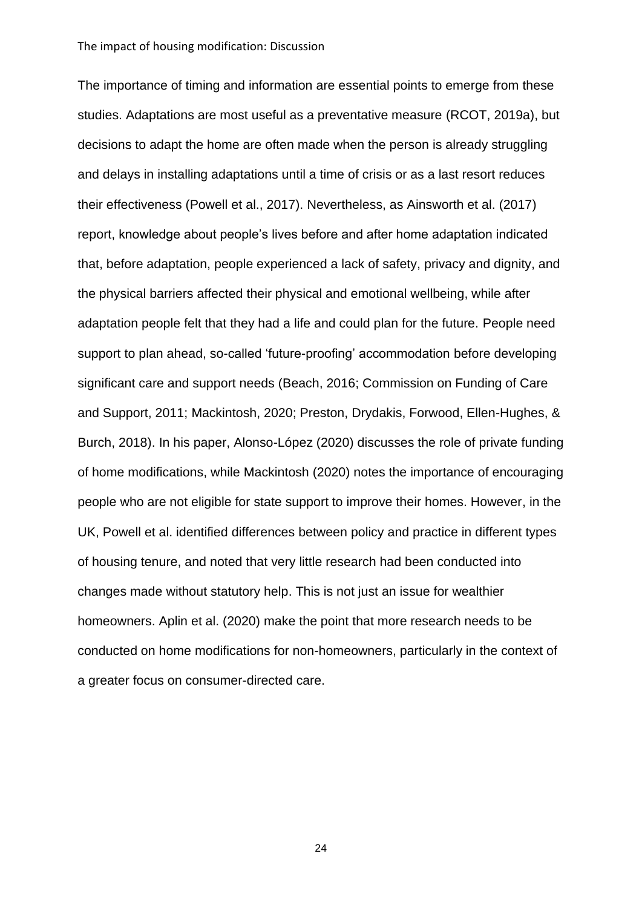The importance of timing and information are essential points to emerge from these studies. Adaptations are most useful as a preventative measure (RCOT, 2019a), but decisions to adapt the home are often made when the person is already struggling and delays in installing adaptations until a time of crisis or as a last resort reduces their effectiveness (Powell et al., 2017). Nevertheless, as Ainsworth et al. (2017) report, knowledge about people's lives before and after home adaptation indicated that, before adaptation, people experienced a lack of safety, privacy and dignity, and the physical barriers affected their physical and emotional wellbeing, while after adaptation people felt that they had a life and could plan for the future. People need support to plan ahead, so-called 'future-proofing' accommodation before developing significant care and support needs (Beach, 2016; Commission on Funding of Care and Support, 2011; Mackintosh, 2020; Preston, Drydakis, Forwood, Ellen-Hughes, & Burch, 2018). In his paper, Alonso-López (2020) discusses the role of private funding of home modifications, while Mackintosh (2020) notes the importance of encouraging people who are not eligible for state support to improve their homes. However, in the UK, Powell et al. identified differences between policy and practice in different types of housing tenure, and noted that very little research had been conducted into changes made without statutory help. This is not just an issue for wealthier homeowners. Aplin et al. (2020) make the point that more research needs to be conducted on home modifications for non-homeowners, particularly in the context of a greater focus on consumer-directed care.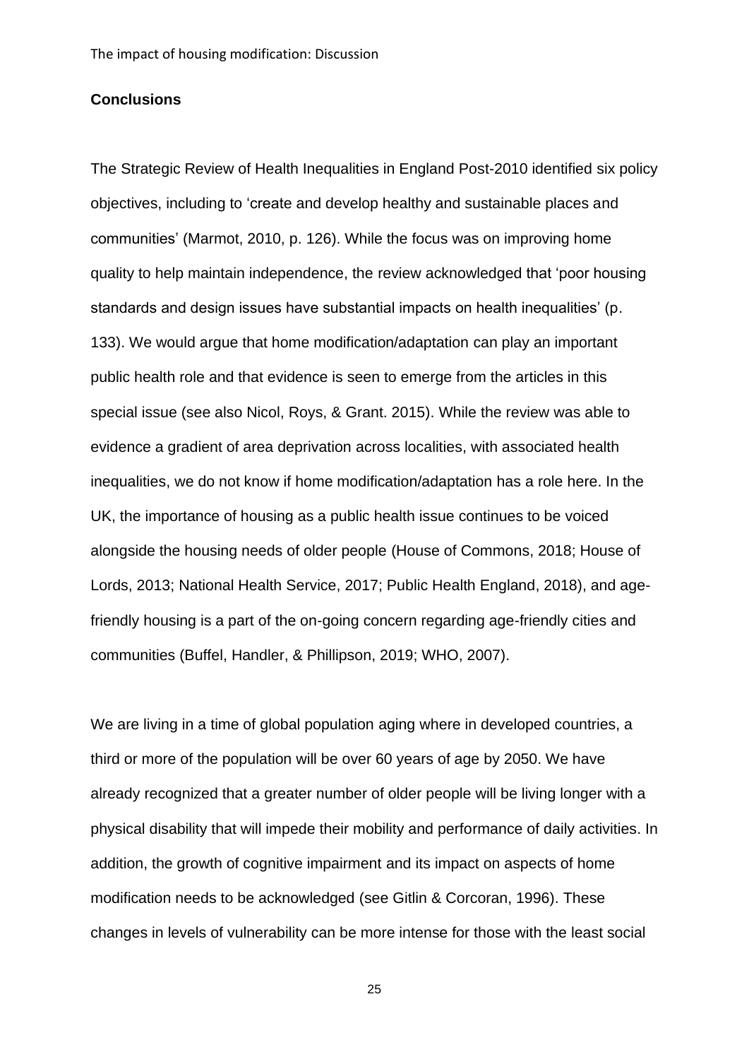## Conclusions

The Strategic Review of Health Inequalities in England Post-2010 identified six policy objectives, including to 'create and develop healthy and sustainable places and communities' (Marmot, 2010, p. 126). While the focus was on improving home quality to help maintain independence, the review acknowledged that 'poor housing standards and design issues have substantial impacts on health inequalities' (p. 133). We would argue that home modification/adaptation can play an important public health role and that evidence is seen to emerge from the articles in this special issue (see also Nicol, Roys, & Grant. 2015). While the review was able to evidence a gradient of area deprivation across localities, with associated health inequalities, we do not know if home modification/adaptation has a role here. In the UK, the importance of housing as a public health issue continues to be voiced alongside the housing needs of older people (House of Commons, 2018; House of Lords, 2013; National Health Service, 2017; Public Health England, 2018), and age-friendly housing is a part of the on-going concern regarding age-friendly cities and communities (Buffel, Handler, & Phillipson, 2019; WHO, 2007).

We are living in a time of global population aging where in developed countries, a third or more of the population will be over 60 years of age by 2050. We have already recognized that a greater number of older people will be living longer with a physical disability that will impede their mobility and performance of daily activities. In addition, the growth of cognitive impairment and its impact on aspects of home modification needs to be acknowledged (see Gitlin & Corcoran, 1996). These changes in levels of vulnerability can be more intense for those with the least social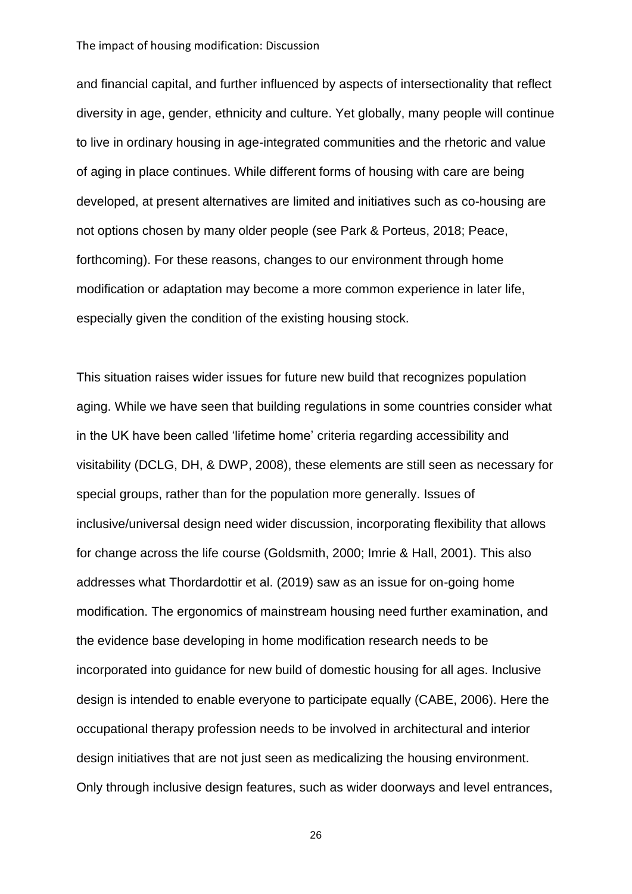and financial capital, and further influenced by aspects of intersectionality that reflect diversity in age, gender, ethnicity and culture. Yet globally, many people will continue to live in ordinary housing in age-integrated communities and the rhetoric and value of aging in place continues. While different forms of housing with care are being developed, at present alternatives are limited and initiatives such as co-housing are not options chosen by many older people (see Park & Porteus, 2018; Peace, forthcoming). For these reasons, changes to our environment through home modification or adaptation may become a more common experience in later life, especially given the condition of the existing housing stock.

This situation raises wider issues for future new build that recognizes population aging. While we have seen that building regulations in some countries consider what in the UK have been called 'lifetime home' criteria regarding accessibility and visitability (DCLG, DH, & DWP, 2008), these elements are still seen as necessary for special groups, rather than for the population more generally. Issues of inclusive/universal design need wider discussion, incorporating flexibility that allows for change across the life course (Goldsmith, 2000; Imrie & Hall, 2001). This also addresses what Thordardottir et al. (2019) saw as an issue for on-going home modification. The ergonomics of mainstream housing need further examination, and the evidence base developing in home modification research needs to be incorporated into guidance for new build of domestic housing for all ages. Inclusive design is intended to enable everyone to participate equally (CABE, 2006). Here the occupational therapy profession needs to be involved in architectural and interior design initiatives that are not just seen as medicalizing the housing environment. Only through inclusive design features, such as wider doorways and level entrances,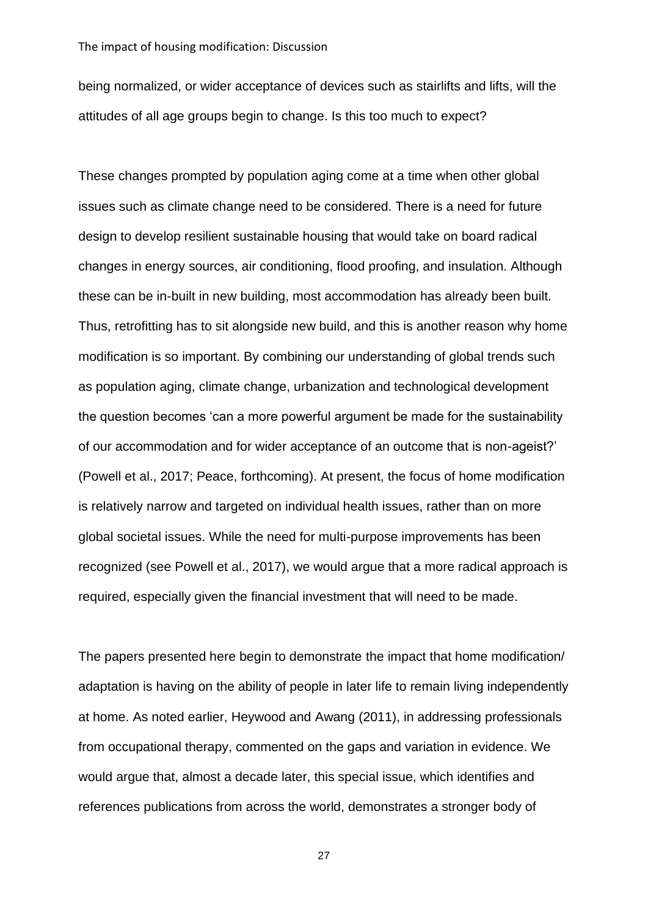being normalized, or wider acceptance of devices such as stairlifts and lifts, will the attitudes of all age groups begin to change. Is this too much to expect?

These changes prompted by population aging come at a time when other global issues such as climate change need to be considered. There is a need for future design to develop resilient sustainable housing that would take on board radical changes in energy sources, air conditioning, flood proofing, and insulation. Although these can be in-built in new building, most accommodation has already been built. Thus, retrofitting has to sit alongside new build, and this is another reason why home modification is so important. By combining our understanding of global trends such as population aging, climate change, urbanization and technological development the question becomes 'can a more powerful argument be made for the sustainability of our accommodation and for wider acceptance of an outcome that is non-ageist?' (Powell et al., 2017; Peace, forthcoming). At present, the focus of home modification is relatively narrow and targeted on individual health issues, rather than on more global societal issues. While the need for multi-purpose improvements has been recognized (see Powell et al., 2017), we would argue that a more radical approach is required, especially given the financial investment that will need to be made.

The papers presented here begin to demonstrate the impact that home modification/ adaptation is having on the ability of people in later life to remain living independently at home. As noted earlier, Heywood and Awang (2011), in addressing professionals from occupational therapy, commented on the gaps and variation in evidence. We would argue that, almost a decade later, this special issue, which identifies and references publications from across the world, demonstrates a stronger body of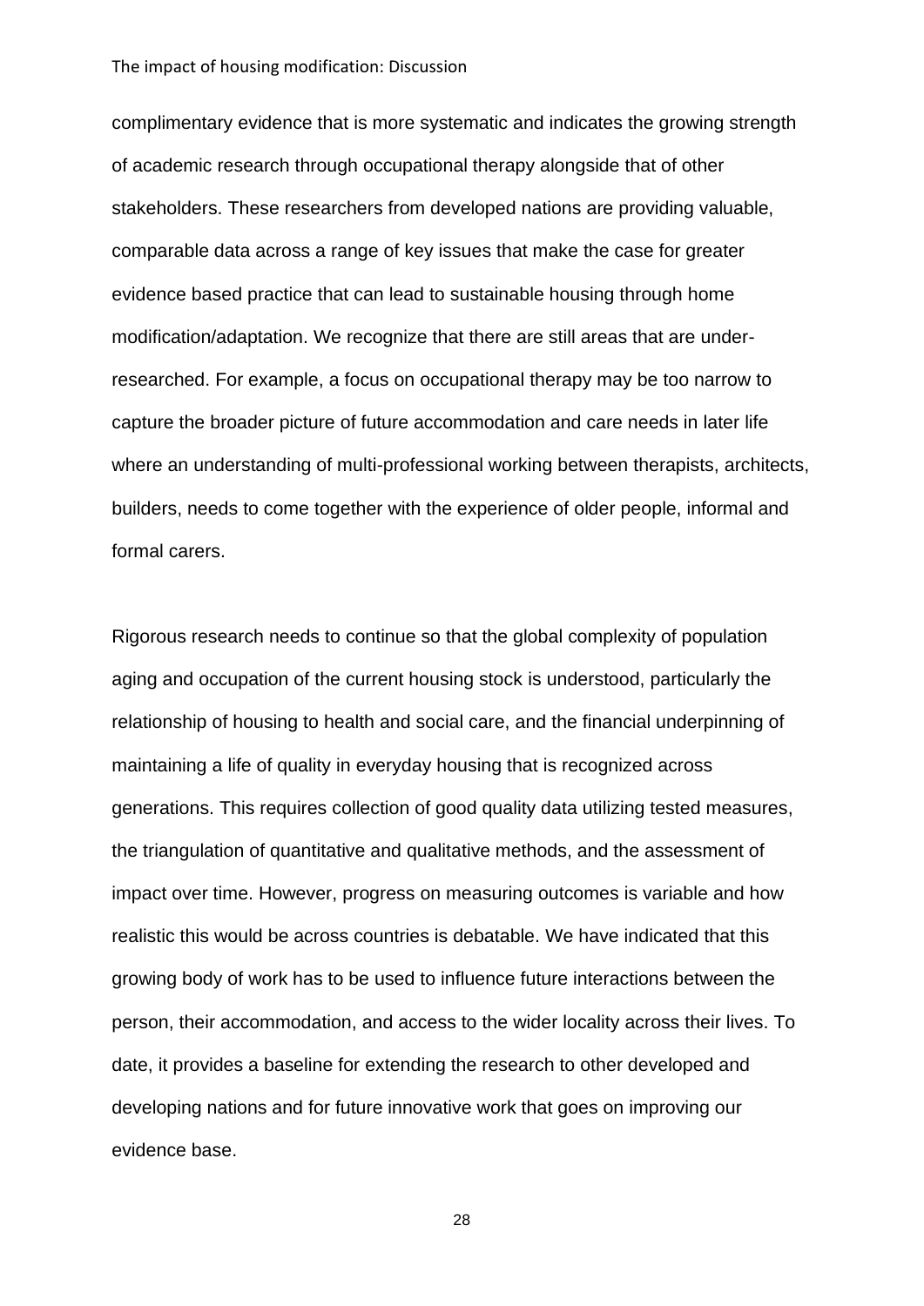complimentary evidence that is more systematic and indicates the growing strength of academic research through occupational therapy alongside that of other stakeholders. These researchers from developed nations are providing valuable, comparable data across a range of key issues that make the case for greater evidence based practice that can lead to sustainable housing through home modification/adaptation. We recognize that there are still areas that are under-researched. For example, a focus on occupational therapy may be too narrow to capture the broader picture of future accommodation and care needs in later life where an understanding of multi-professional working between therapists, architects, builders, needs to come together with the experience of older people, informal and formal carers.

Rigorous research needs to continue so that the global complexity of population aging and occupation of the current housing stock is understood, particularly the relationship of housing to health and social care, and the financial underpinning of maintaining a life of quality in everyday housing that is recognized across generations. This requires collection of good quality data utilizing tested measures, the triangulation of quantitative and qualitative methods, and the assessment of impact over time. However, progress on measuring outcomes is variable and how realistic this would be across countries is debatable. We have indicated that this growing body of work has to be used to influence future interactions between the person, their accommodation, and access to the wider locality across their lives. To date, it provides a baseline for extending the research to other developed and developing nations and for future innovative work that goes on improving our evidence base.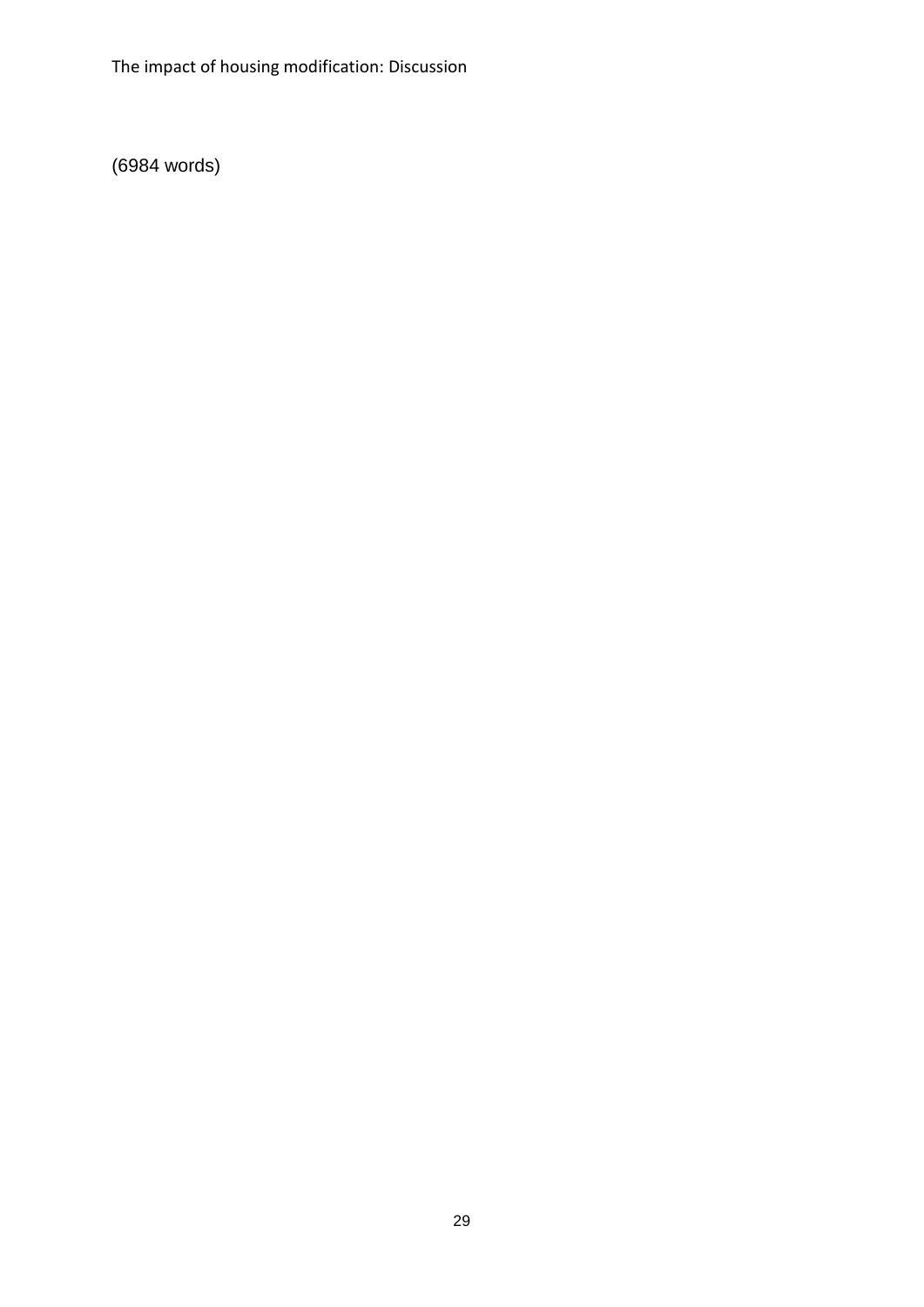(6984 words)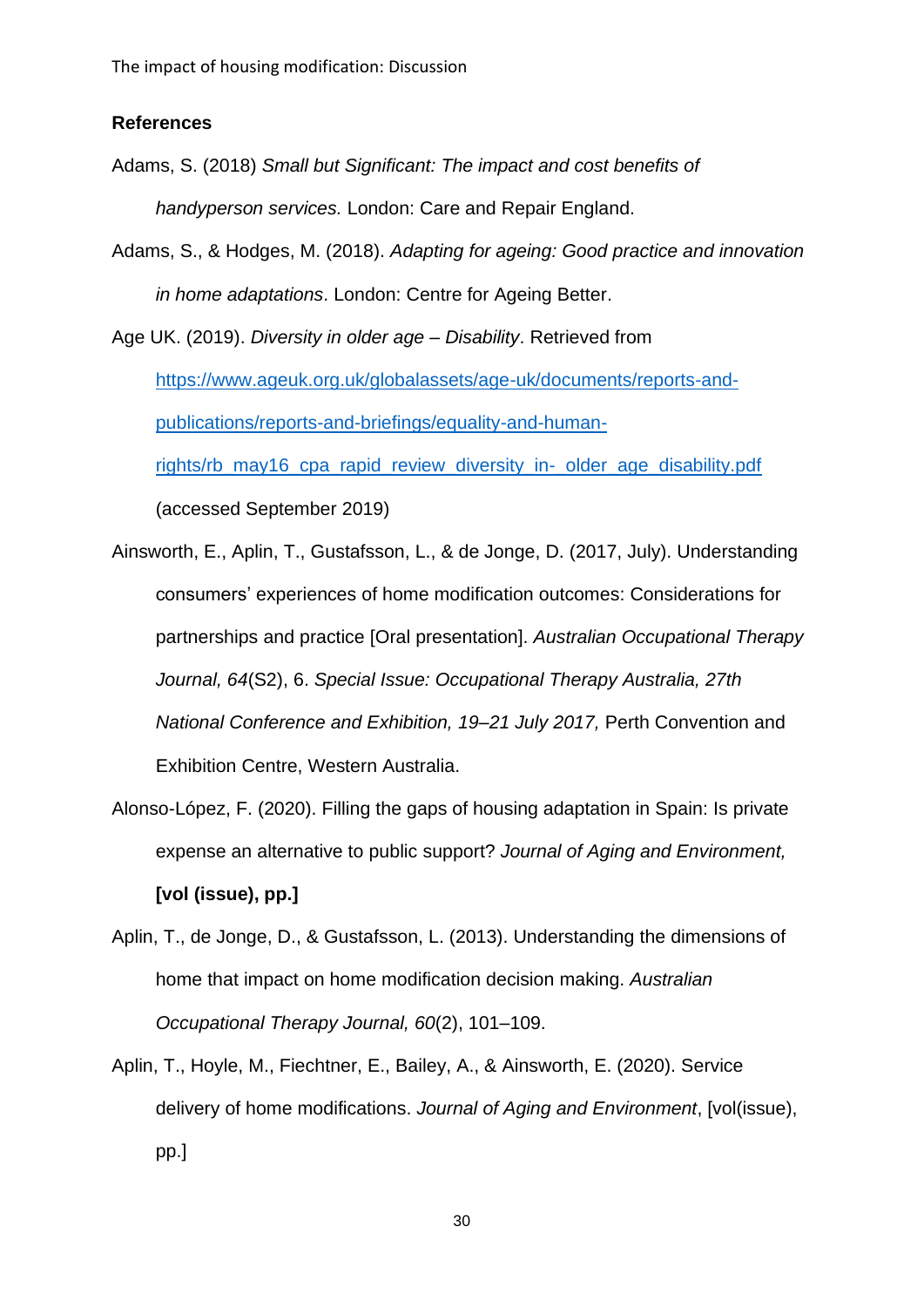**References**

Adams, S. (2018) *Small but Significant: The impact and cost benefits of handyperson services.* London: Care and Repair England.

Adams, S., & Hodges, M. (2018). *Adapting for ageing: Good practice and innovation in home adaptations*. London: Centre for Ageing Better.

Age UK. (2019). *Diversity in older age – Disability*. Retrieved from https://www.ageuk.org.uk/globalassets/age-uk/documents/reports-and-publications/reports-and-briefings/equality-and-human-rights/rb_may16_cpa_rapid_review_diversity_in-_older_age_disability.pdf (accessed September 2019)

Ainsworth, E., Aplin, T., Gustafsson, L., & de Jonge, D. (2017, July). Understanding consumers' experiences of home modification outcomes: Considerations for partnerships and practice [Oral presentation]. *Australian Occupational Therapy Journal, 64*(S2), 6. *Special Issue: Occupational Therapy Australia, 27th National Conference and Exhibition, 19–21 July 2017,* Perth Convention and Exhibition Centre, Western Australia.

Alonso-López, F. (2020). Filling the gaps of housing adaptation in Spain: Is private expense an alternative to public support? *Journal of Aging and Environment,* **[vol (issue), pp.]**

Aplin, T., de Jonge, D., & Gustafsson, L. (2013). Understanding the dimensions of home that impact on home modification decision making. *Australian Occupational Therapy Journal, 60*(2), 101–109.

Aplin, T., Hoyle, M., Fiechtner, E., Bailey, A., & Ainsworth, E. (2020). Service delivery of home modifications. *Journal of Aging and Environment*, [vol(issue), pp.]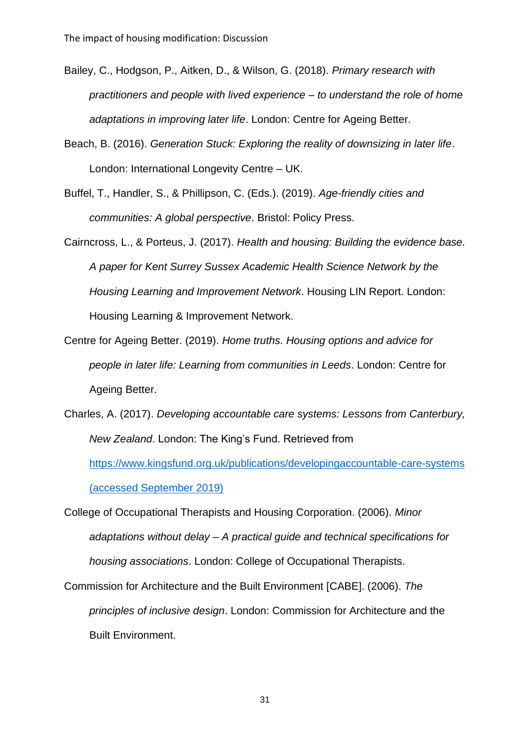Bailey, C., Hodgson, P., Aitken, D., & Wilson, G. (2018). *Primary research with practitioners and people with lived experience – to understand the role of home adaptations in improving later life*. London: Centre for Ageing Better.

Beach, B. (2016). *Generation Stuck: Exploring the reality of downsizing in later life*. London: International Longevity Centre – UK.

Buffel, T., Handler, S., & Phillipson, C. (Eds.). (2019). *Age-friendly cities and communities: A global perspective*. Bristol: Policy Press.

Cairncross, L., & Porteus, J. (2017). *Health and housing: Building the evidence base. A paper for Kent Surrey Sussex Academic Health Science Network by the Housing Learning and Improvement Network*. Housing LIN Report. London: Housing Learning & Improvement Network.

Centre for Ageing Better. (2019). *Home truths. Housing options and advice for people in later life: Learning from communities in Leeds*. London: Centre for Ageing Better.

Charles, A. (2017). *Developing accountable care systems: Lessons from Canterbury, New Zealand*. London: The King's Fund. Retrieved from https://www.kingsfund.org.uk/publications/developingaccountable-care-systems (accessed September 2019)

College of Occupational Therapists and Housing Corporation. (2006). *Minor adaptations without delay – A practical guide and technical specifications for housing associations*. London: College of Occupational Therapists.

Commission for Architecture and the Built Environment [CABE]. (2006). *The principles of inclusive design*. London: Commission for Architecture and the Built Environment.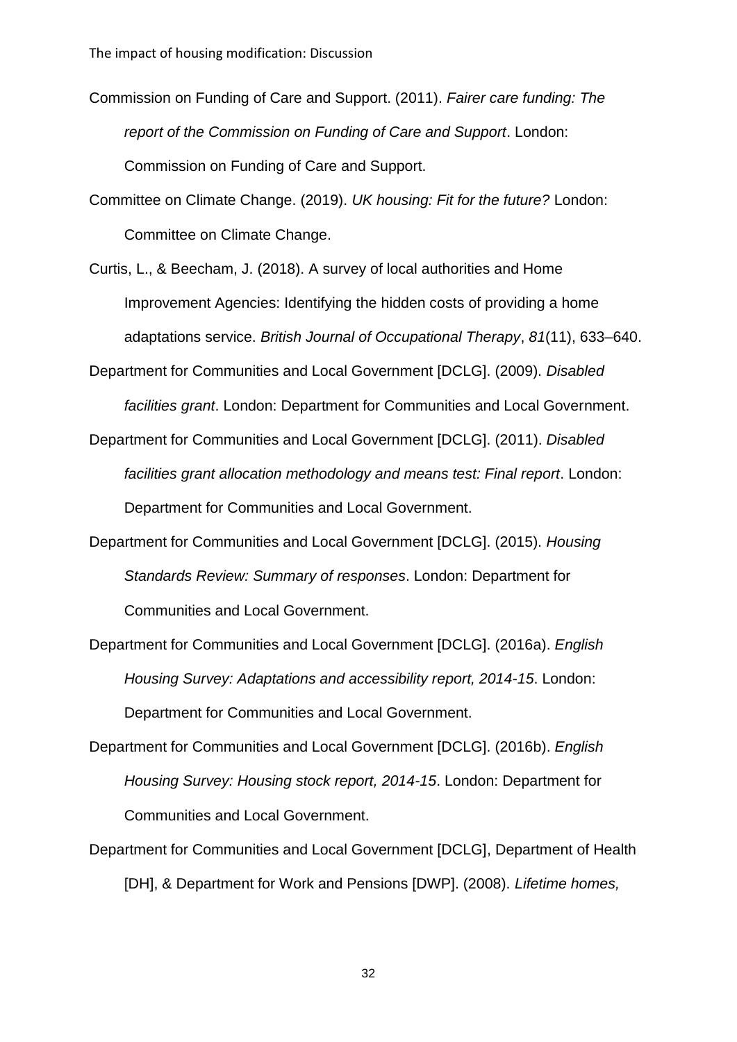Commission on Funding of Care and Support. (2011). *Fairer care funding: The report of the Commission on Funding of Care and Support*. London: Commission on Funding of Care and Support.

Committee on Climate Change. (2019). *UK housing: Fit for the future?* London: Committee on Climate Change.

Curtis, L., & Beecham, J. (2018). A survey of local authorities and Home Improvement Agencies: Identifying the hidden costs of providing a home adaptations service. *British Journal of Occupational Therapy*, *81*(11), 633–640.

Department for Communities and Local Government [DCLG]. (2009). *Disabled facilities grant*. London: Department for Communities and Local Government.

Department for Communities and Local Government [DCLG]. (2011). *Disabled facilities grant allocation methodology and means test: Final report*. London: Department for Communities and Local Government.

Department for Communities and Local Government [DCLG]. (2015). *Housing Standards Review: Summary of responses*. London: Department for Communities and Local Government.

Department for Communities and Local Government [DCLG]. (2016a). *English Housing Survey: Adaptations and accessibility report, 2014-15*. London: Department for Communities and Local Government.

Department for Communities and Local Government [DCLG]. (2016b). *English Housing Survey: Housing stock report, 2014-15*. London: Department for Communities and Local Government.

Department for Communities and Local Government [DCLG], Department of Health [DH], & Department for Work and Pensions [DWP]. (2008). *Lifetime homes,*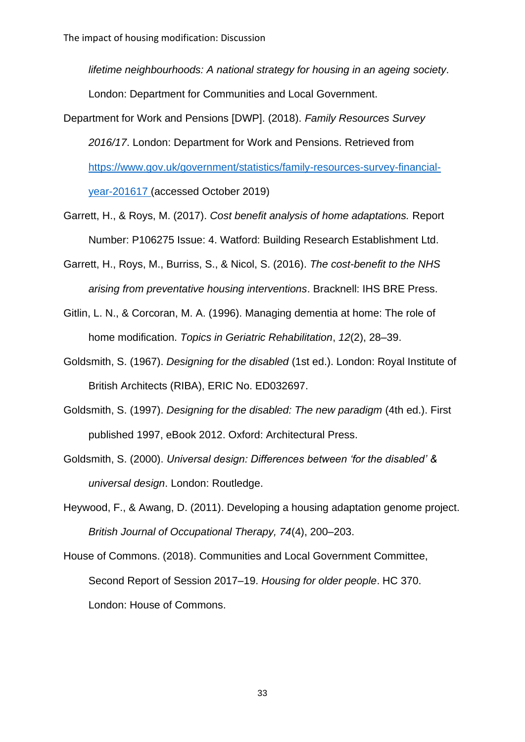*lifetime neighbourhoods: A national strategy for housing in an ageing society*. London: Department for Communities and Local Government.

Department for Work and Pensions [DWP]. (2018). *Family Resources Survey 2016/17*. London: Department for Work and Pensions. Retrieved from [https://www.gov.uk/government/statistics/family-resources-survey-financial-year-201617](https://www.gov.uk/government/statistics/family-resources-survey-financial-year-201617) (accessed October 2019)

Garrett, H., & Roys, M. (2017). *Cost benefit analysis of home adaptations.* Report Number: P106275 Issue: 4. Watford: Building Research Establishment Ltd.

Garrett, H., Roys, M., Burriss, S., & Nicol, S. (2016). *The cost-benefit to the NHS arising from preventative housing interventions*. Bracknell: IHS BRE Press.

Gitlin, L. N., & Corcoran, M. A. (1996). Managing dementia at home: The role of home modification. *Topics in Geriatric Rehabilitation*, *12*(2), 28–39.

Goldsmith, S. (1967). *Designing for the disabled* (1st ed.). London: Royal Institute of British Architects (RIBA), ERIC No. ED032697.

Goldsmith, S. (1997). *Designing for the disabled: The new paradigm* (4th ed.). First published 1997, eBook 2012. Oxford: Architectural Press.

Goldsmith, S. (2000). *Universal design: Differences between 'for the disabled' & universal design*. London: Routledge.

Heywood, F., & Awang, D. (2011). Developing a housing adaptation genome project. *British Journal of Occupational Therapy, 74*(4), 200–203.

House of Commons. (2018). Communities and Local Government Committee, Second Report of Session 2017–19. *Housing for older people*. HC 370. London: House of Commons.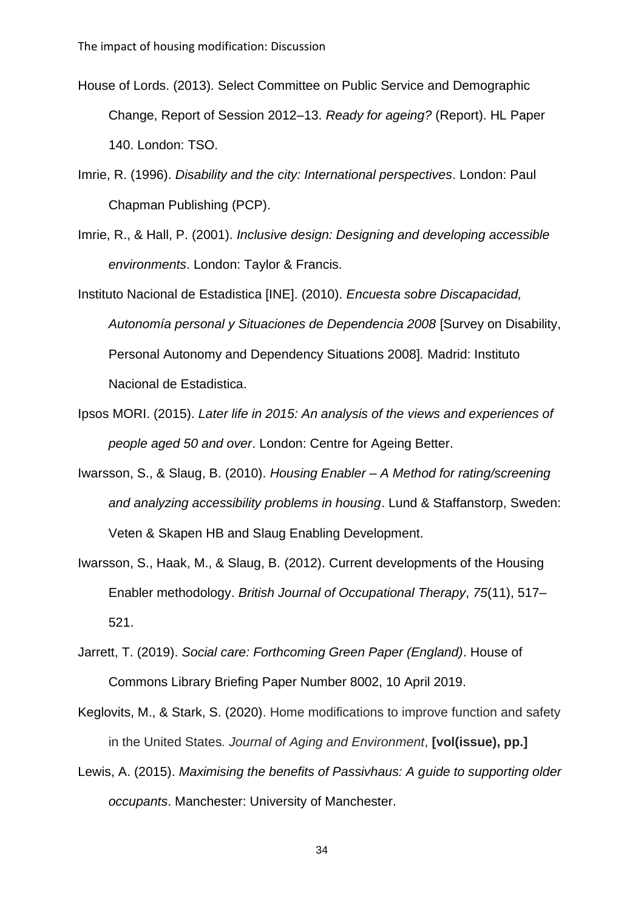House of Lords. (2013). Select Committee on Public Service and Demographic Change, Report of Session 2012–13. *Ready for ageing?* (Report). HL Paper 140. London: TSO.

Imrie, R. (1996). *Disability and the city: International perspectives*. London: Paul Chapman Publishing (PCP).

Imrie, R., & Hall, P. (2001). *Inclusive design: Designing and developing accessible environments*. London: Taylor & Francis.

Instituto Nacional de Estadistica [INE]. (2010). *Encuesta sobre Discapacidad, Autonomía personal y Situaciones de Dependencia 2008* [Survey on Disability, Personal Autonomy and Dependency Situations 2008]*.* Madrid: Instituto Nacional de Estadistica.

Ipsos MORI. (2015). *Later life in 2015: An analysis of the views and experiences of people aged 50 and over*. London: Centre for Ageing Better.

Iwarsson, S., & Slaug, B. (2010). *Housing Enabler – A Method for rating/screening and analyzing accessibility problems in housing*. Lund & Staffanstorp, Sweden: Veten & Skapen HB and Slaug Enabling Development.

Iwarsson, S., Haak, M., & Slaug, B. (2012). Current developments of the Housing Enabler methodology. *British Journal of Occupational Therapy*, *75*(11), 517–521.

Jarrett, T. (2019). *Social care: Forthcoming Green Paper (England)*. House of Commons Library Briefing Paper Number 8002, 10 April 2019.

Keglovits, M., & Stark, S. (2020). Home modifications to improve function and safety in the United States*. Journal of Aging and Environment*, **[vol(issue), pp.]**

Lewis, A. (2015). *Maximising the benefits of Passivhaus: A guide to supporting older occupants*. Manchester: University of Manchester.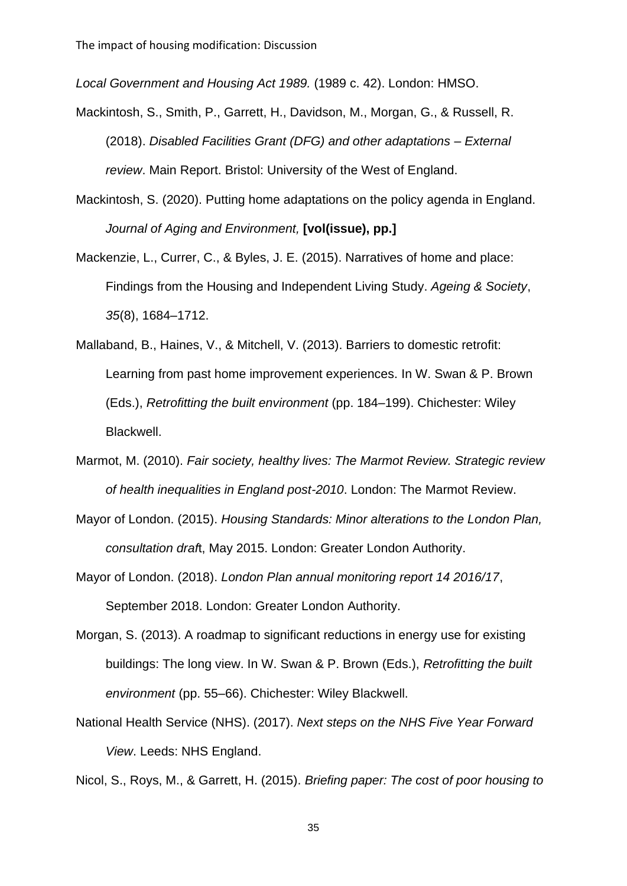*Local Government and Housing Act 1989.* (1989 c. 42). London: HMSO.

Mackintosh, S., Smith, P., Garrett, H., Davidson, M., Morgan, G., & Russell, R. (2018). *Disabled Facilities Grant (DFG) and other adaptations – External review*. Main Report. Bristol: University of the West of England.

Mackintosh, S. (2020). Putting home adaptations on the policy agenda in England. *Journal of Aging and Environment,* **[vol(issue), pp.]**

Mackenzie, L., Currer, C., & Byles, J. E. (2015). Narratives of home and place: Findings from the Housing and Independent Living Study. *Ageing & Society*, *35*(8), 1684–1712.

Mallaband, B., Haines, V., & Mitchell, V. (2013). Barriers to domestic retrofit: Learning from past home improvement experiences. In W. Swan & P. Brown (Eds.), *Retrofitting the built environment* (pp. 184–199). Chichester: Wiley Blackwell.

Marmot, M. (2010). *Fair society, healthy lives: The Marmot Review. Strategic review of health inequalities in England post-2010*. London: The Marmot Review.

Mayor of London. (2015). *Housing Standards: Minor alterations to the London Plan, consultation draf*t, May 2015. London: Greater London Authority.

Mayor of London. (2018). *London Plan annual monitoring report 14 2016/17*, September 2018. London: Greater London Authority.

Morgan, S. (2013). A roadmap to significant reductions in energy use for existing buildings: The long view. In W. Swan & P. Brown (Eds.), *Retrofitting the built environment* (pp. 55–66). Chichester: Wiley Blackwell.

National Health Service (NHS). (2017). *Next steps on the NHS Five Year Forward View*. Leeds: NHS England.

Nicol, S., Roys, M., & Garrett, H. (2015). *Briefing paper: The cost of poor housing to*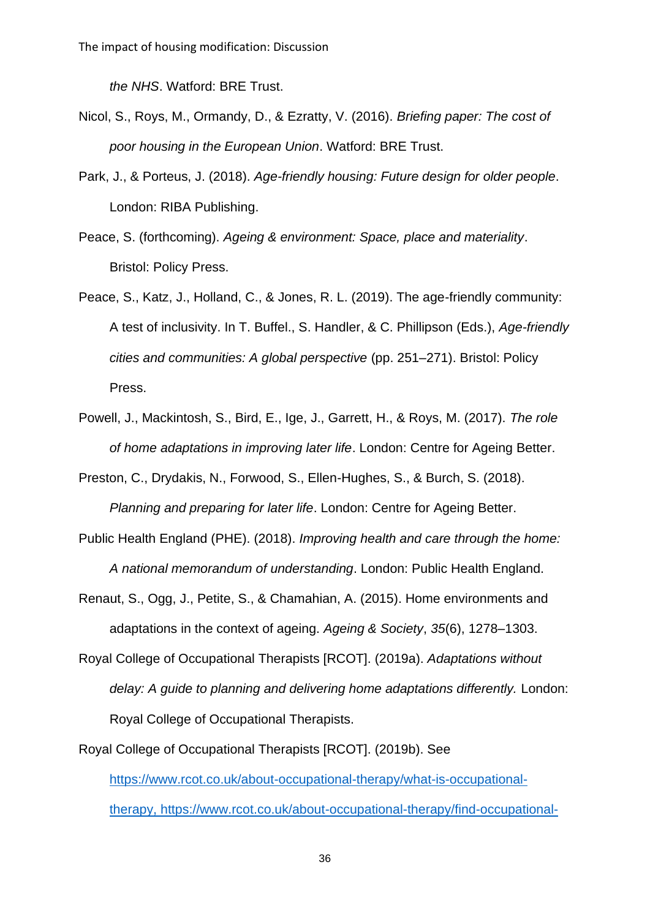*the NHS*. Watford: BRE Trust.

Nicol, S., Roys, M., Ormandy, D., & Ezratty, V. (2016). *Briefing paper: The cost of poor housing in the European Union*. Watford: BRE Trust.

Park, J., & Porteus, J. (2018). *Age-friendly housing: Future design for older people*. London: RIBA Publishing.

Peace, S. (forthcoming). *Ageing & environment: Space, place and materiality*. Bristol: Policy Press.

Peace, S., Katz, J., Holland, C., & Jones, R. L. (2019). The age-friendly community: A test of inclusivity. In T. Buffel., S. Handler, & C. Phillipson (Eds.), *Age-friendly cities and communities: A global perspective* (pp. 251–271). Bristol: Policy Press.

Powell, J., Mackintosh, S., Bird, E., Ige, J., Garrett, H., & Roys, M. (2017). *The role of home adaptations in improving later life*. London: Centre for Ageing Better.

Preston, C., Drydakis, N., Forwood, S., Ellen-Hughes, S., & Burch, S. (2018). *Planning and preparing for later life*. London: Centre for Ageing Better.

Public Health England (PHE). (2018). *Improving health and care through the home: A national memorandum of understanding*. London: Public Health England.

Renaut, S., Ogg, J., Petite, S., & Chamahian, A. (2015). Home environments and adaptations in the context of ageing. *Ageing & Society*, *35*(6), 1278–1303.

Royal College of Occupational Therapists [RCOT]. (2019a). *Adaptations without delay: A guide to planning and delivering home adaptations differently.* London: Royal College of Occupational Therapists.

Royal College of Occupational Therapists [RCOT]. (2019b). See https://www.rcot.co.uk/about-occupational-therapy/what-is-occupational-therapy, https://www.rcot.co.uk/about-occupational-therapy/find-occupational-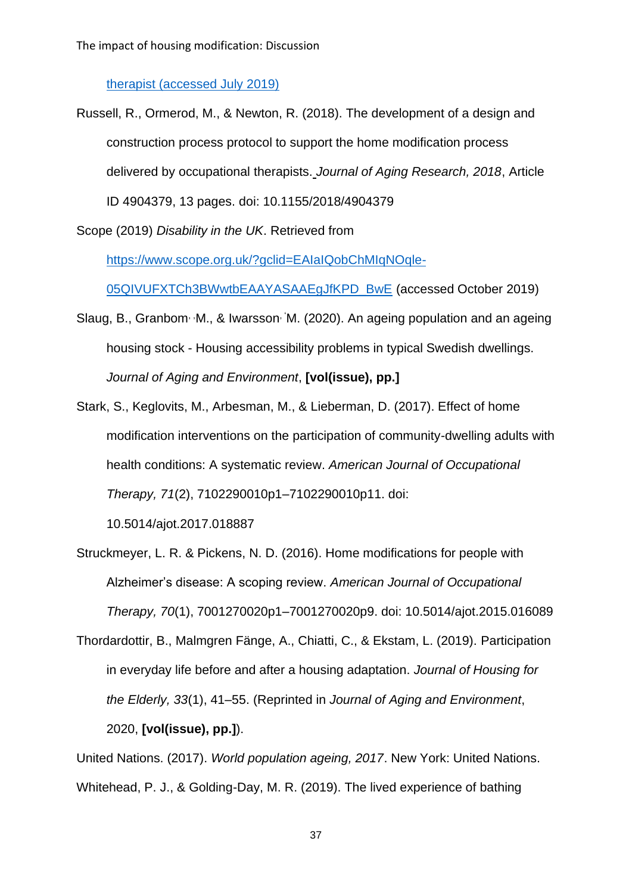[therapist (accessed July 2019)]

Russell, R., Ormerod, M., & Newton, R. (2018). The development of a design and construction process protocol to support the home modification process delivered by occupational therapists. *Journal of Aging Research, 2018*, Article ID 4904379, 13 pages. doi: 10.1155/2018/4904379

Scope (2019) *Disability in the UK*. Retrieved from https://www.scope.org.uk/?gclid=EAIaIQobChMIqNOqle-05QIVUFXTCh3BWwtbEAAYASAAEgJfKPD_BwE (accessed October 2019)

Slaug, B., Granbom, M., & Iwarsson, M. (2020). An ageing population and an ageing housing stock - Housing accessibility problems in typical Swedish dwellings. *Journal of Aging and Environment*, **[vol(issue), pp.]**

Stark, S., Keglovits, M., Arbesman, M., & Lieberman, D. (2017). Effect of home modification interventions on the participation of community-dwelling adults with health conditions: A systematic review. *American Journal of Occupational Therapy, 71*(2), 7102290010p1–7102290010p11. doi: 10.5014/ajot.2017.018887

Struckmeyer, L. R. & Pickens, N. D. (2016). Home modifications for people with Alzheimer's disease: A scoping review. *American Journal of Occupational Therapy, 70*(1), 7001270020p1–7001270020p9. doi: 10.5014/ajot.2015.016089

Thordardottir, B., Malmgren Fänge, A., Chiatti, C., & Ekstam, L. (2019). Participation in everyday life before and after a housing adaptation. *Journal of Housing for the Elderly, 33*(1), 41–55. (Reprinted in *Journal of Aging and Environment*, 2020, **[vol(issue), pp.]**).

United Nations. (2017). *World population ageing, 2017*. New York: United Nations.

Whitehead, P. J., & Golding-Day, M. R. (2019). The lived experience of bathing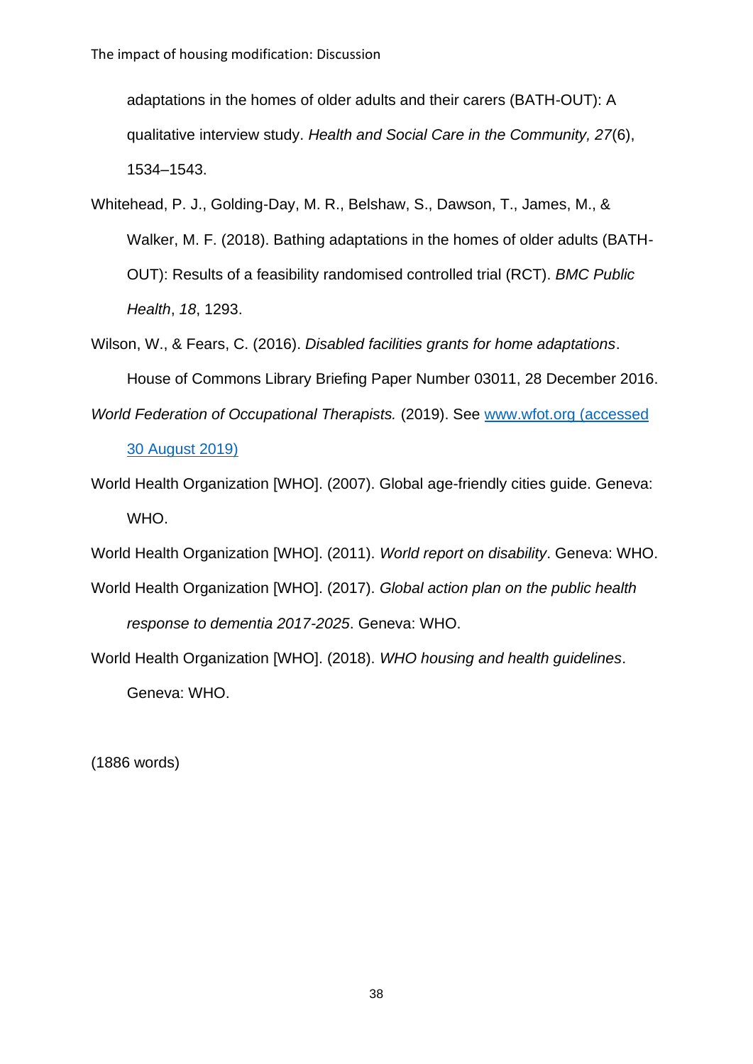adaptations in the homes of older adults and their carers (BATH-OUT): A qualitative interview study. *Health and Social Care in the Community, 27*(6), 1534–1543.

Whitehead, P. J., Golding-Day, M. R., Belshaw, S., Dawson, T., James, M., & Walker, M. F. (2018). Bathing adaptations in the homes of older adults (BATH-OUT): Results of a feasibility randomised controlled trial (RCT). *BMC Public Health*, *18*, 1293.

Wilson, W., & Fears, C. (2016). *Disabled facilities grants for home adaptations*. House of Commons Library Briefing Paper Number 03011, 28 December 2016.

*World Federation of Occupational Therapists.* (2019). See www.wfot.org (accessed 30 August 2019)

World Health Organization [WHO]. (2007). Global age-friendly cities guide. Geneva: WHO.

World Health Organization [WHO]. (2011). *World report on disability*. Geneva: WHO.

World Health Organization [WHO]. (2017). *Global action plan on the public health response to dementia 2017-2025*. Geneva: WHO.

World Health Organization [WHO]. (2018). *WHO housing and health guidelines*. Geneva: WHO.

(1886 words)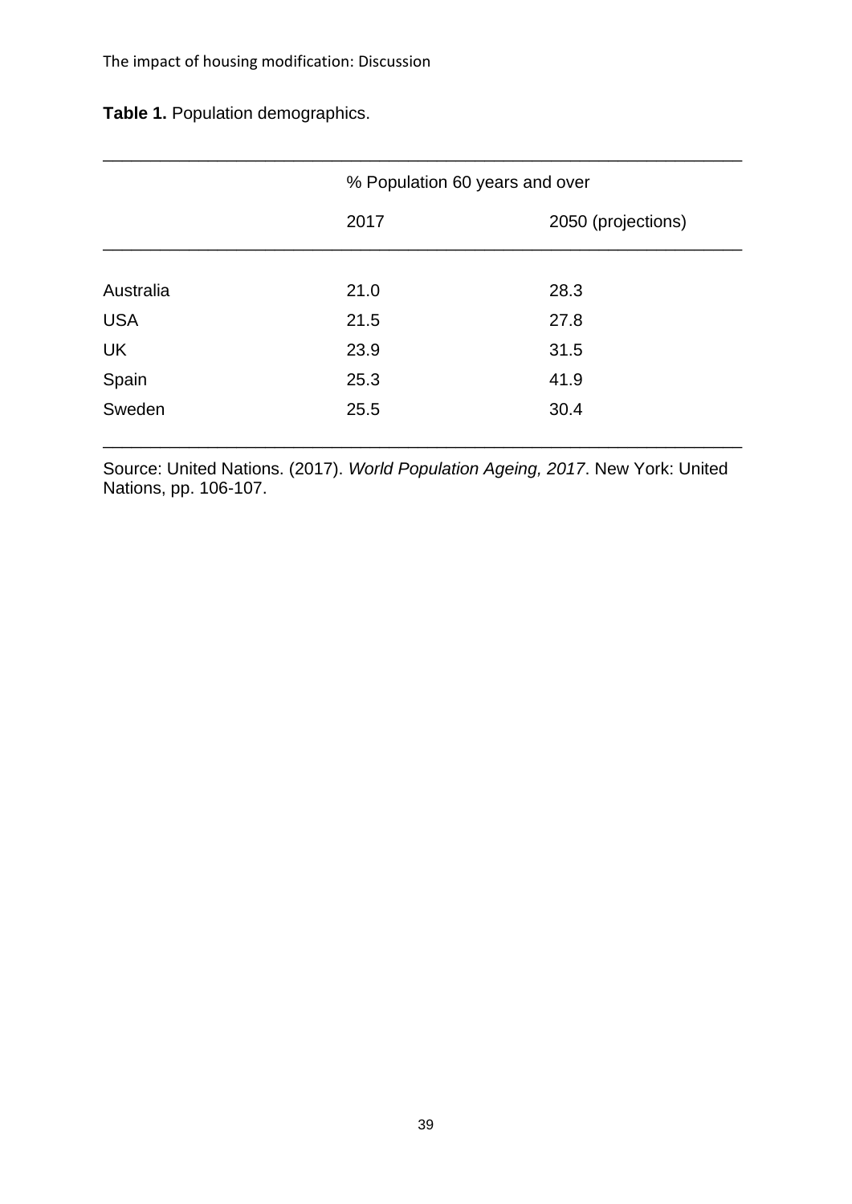**Table 1.** Population demographics.

| | % Population 60 years and over | |
|---|---|---|
| | 2017 | 2050 (projections) |
| Australia | 21.0 | 28.3 |
| USA | 21.5 | 27.8 |
| UK | 23.9 | 31.5 |
| Spain | 25.3 | 41.9 |
| Sweden | 25.5 | 30.4 |

Source: United Nations. (2017). *World Population Ageing, 2017*. New York: United Nations, pp. 106-107.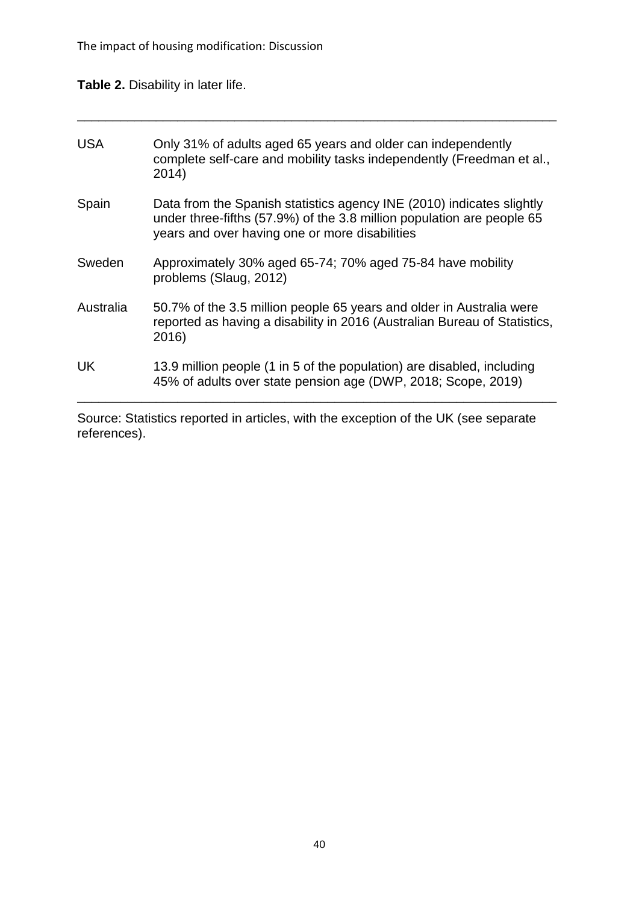**Table 2.** Disability in later life.

| | |
|---|---|
| USA | Only 31% of adults aged 65 years and older can independently complete self-care and mobility tasks independently (Freedman et al., 2014) |
| Spain | Data from the Spanish statistics agency INE (2010) indicates slightly under three-fifths (57.9%) of the 3.8 million population are people 65 years and over having one or more disabilities |
| Sweden | Approximately 30% aged 65-74; 70% aged 75-84 have mobility problems (Slaug, 2012) |
| Australia | 50.7% of the 3.5 million people 65 years and older in Australia were reported as having a disability in 2016 (Australian Bureau of Statistics, 2016) |
| UK | 13.9 million people (1 in 5 of the population) are disabled, including 45% of adults over state pension age (DWP, 2018; Scope, 2019) |

Source: Statistics reported in articles, with the exception of the UK (see separate references).